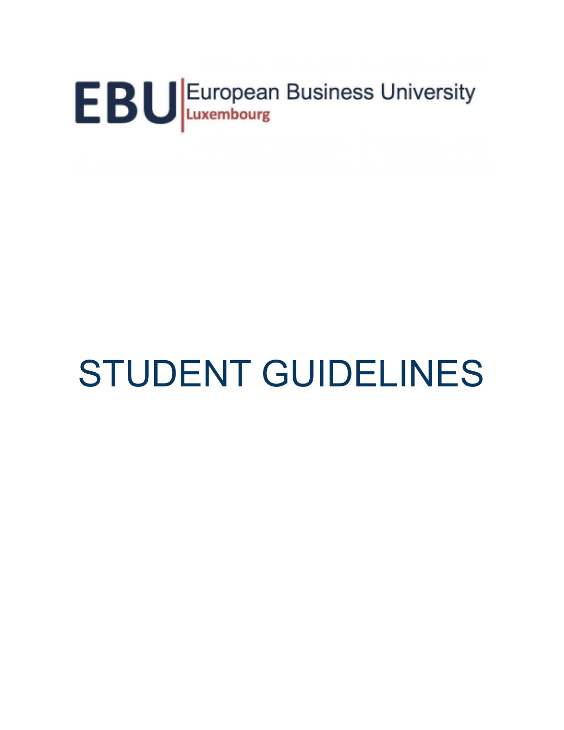EBU European Business University Luxembourg

# STUDENT GUIDELINES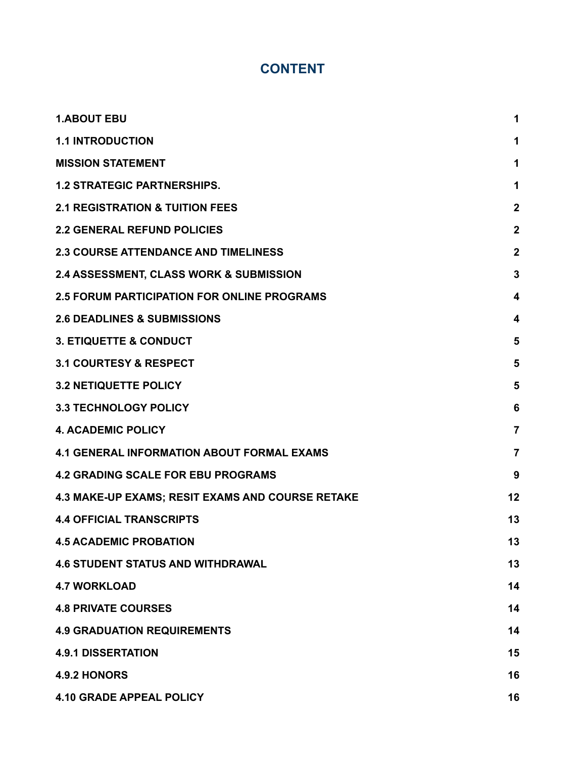# CONTENT

| | |
|---|---|
| **1.ABOUT EBU** | **1** |
| **1.1 INTRODUCTION** | **1** |
| **MISSION STATEMENT** | **1** |
| **1.2 STRATEGIC PARTNERSHIPS.** | **1** |
| **2.1 REGISTRATION & TUITION FEES** | **2** |
| **2.2 GENERAL REFUND POLICIES** | **2** |
| **2.3 COURSE ATTENDANCE AND TIMELINESS** | **2** |
| **2.4 ASSESSMENT, CLASS WORK & SUBMISSION** | **3** |
| **2.5 FORUM PARTICIPATION FOR ONLINE PROGRAMS** | **4** |
| **2.6 DEADLINES & SUBMISSIONS** | **4** |
| **3. ETIQUETTE & CONDUCT** | **5** |
| **3.1 COURTESY & RESPECT** | **5** |
| **3.2 NETIQUETTE POLICY** | **5** |
| **3.3 TECHNOLOGY POLICY** | **6** |
| **4. ACADEMIC POLICY** | **7** |
| **4.1 GENERAL INFORMATION ABOUT FORMAL EXAMS** | **7** |
| **4.2 GRADING SCALE FOR EBU PROGRAMS** | **9** |
| **4.3 MAKE-UP EXAMS; RESIT EXAMS AND COURSE RETAKE** | **12** |
| **4.4 OFFICIAL TRANSCRIPTS** | **13** |
| **4.5 ACADEMIC PROBATION** | **13** |
| **4.6 STUDENT STATUS AND WITHDRAWAL** | **13** |
| **4.7 WORKLOAD** | **14** |
| **4.8 PRIVATE COURSES** | **14** |
| **4.9 GRADUATION REQUIREMENTS** | **14** |
| **4.9.1 DISSERTATION** | **15** |
| **4.9.2 HONORS** | **16** |
| **4.10 GRADE APPEAL POLICY** | **16** |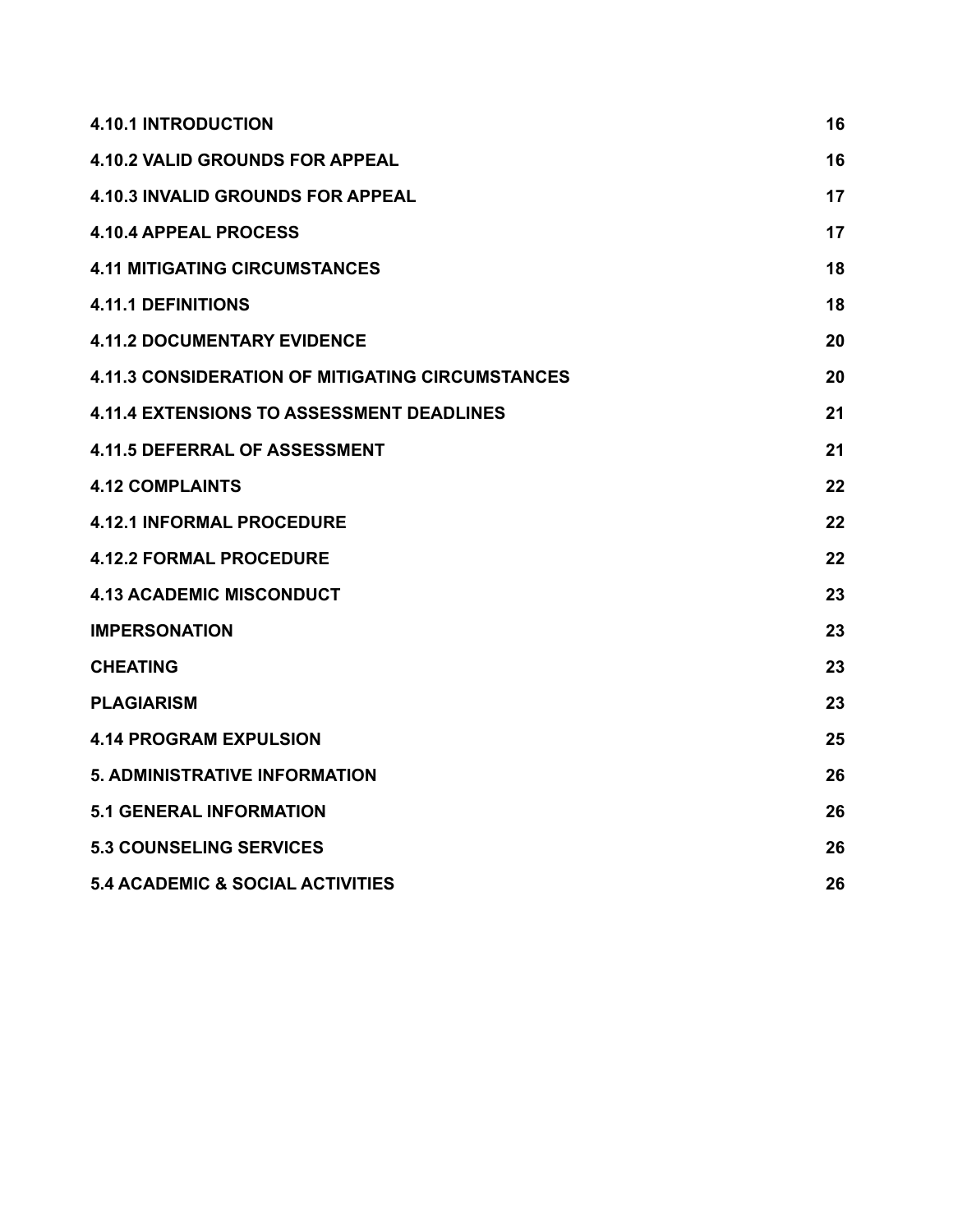| | |
|---|---|
| **4.10.1 INTRODUCTION** | **16** |
| **4.10.2 VALID GROUNDS FOR APPEAL** | **16** |
| **4.10.3 INVALID GROUNDS FOR APPEAL** | **17** |
| **4.10.4 APPEAL PROCESS** | **17** |
| **4.11 MITIGATING CIRCUMSTANCES** | **18** |
| **4.11.1 DEFINITIONS** | **18** |
| **4.11.2 DOCUMENTARY EVIDENCE** | **20** |
| **4.11.3 CONSIDERATION OF MITIGATING CIRCUMSTANCES** | **20** |
| **4.11.4 EXTENSIONS TO ASSESSMENT DEADLINES** | **21** |
| **4.11.5 DEFERRAL OF ASSESSMENT** | **21** |
| **4.12 COMPLAINTS** | **22** |
| **4.12.1 INFORMAL PROCEDURE** | **22** |
| **4.12.2 FORMAL PROCEDURE** | **22** |
| **4.13 ACADEMIC MISCONDUCT** | **23** |
| **IMPERSONATION** | **23** |
| **CHEATING** | **23** |
| **PLAGIARISM** | **23** |
| **4.14 PROGRAM EXPULSION** | **25** |
| **5. ADMINISTRATIVE INFORMATION** | **26** |
| **5.1 GENERAL INFORMATION** | **26** |
| **5.3 COUNSELING SERVICES** | **26** |
| **5.4 ACADEMIC & SOCIAL ACTIVITIES** | **26** |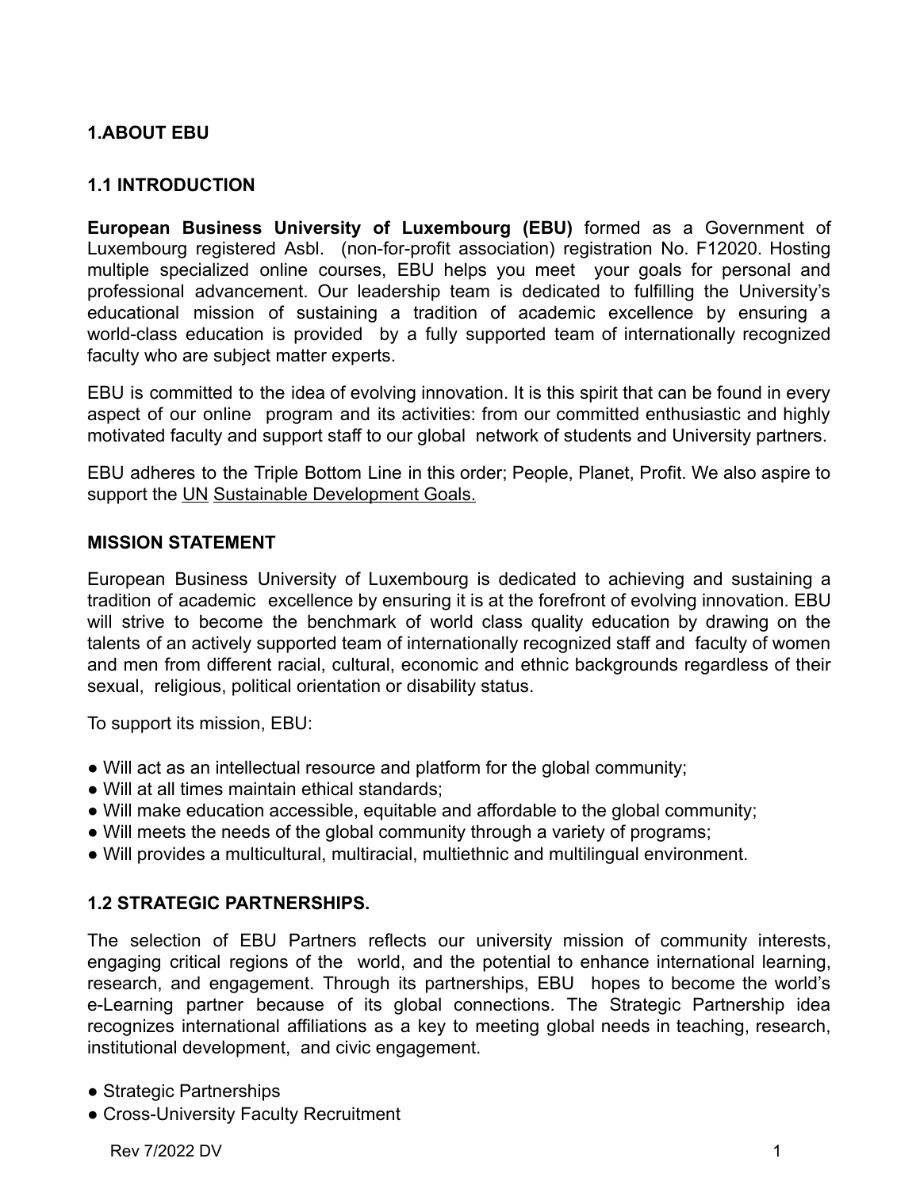## 1.ABOUT EBU

### 1.1 INTRODUCTION

**European Business University of Luxembourg (EBU)** formed as a Government of Luxembourg registered Asbl. (non-for-profit association) registration No. F12020. Hosting multiple specialized online courses, EBU helps you meet your goals for personal and professional advancement. Our leadership team is dedicated to fulfilling the University's educational mission of sustaining a tradition of academic excellence by ensuring a world-class education is provided by a fully supported team of internationally recognized faculty who are subject matter experts.

EBU is committed to the idea of evolving innovation. It is this spirit that can be found in every aspect of our online program and its activities: from our committed enthusiastic and highly motivated faculty and support staff to our global network of students and University partners.

EBU adheres to the Triple Bottom Line in this order; People, Planet, Profit. We also aspire to support the UN Sustainable Development Goals.

### MISSION STATEMENT

European Business University of Luxembourg is dedicated to achieving and sustaining a tradition of academic excellence by ensuring it is at the forefront of evolving innovation. EBU will strive to become the benchmark of world class quality education by drawing on the talents of an actively supported team of internationally recognized staff and faculty of women and men from different racial, cultural, economic and ethnic backgrounds regardless of their sexual, religious, political orientation or disability status.

To support its mission, EBU:

- Will act as an intellectual resource and platform for the global community;
- Will at all times maintain ethical standards;
- Will make education accessible, equitable and affordable to the global community;
- Will meets the needs of the global community through a variety of programs;
- Will provides a multicultural, multiracial, multiethnic and multilingual environment.

### 1.2 STRATEGIC PARTNERSHIPS.

The selection of EBU Partners reflects our university mission of community interests, engaging critical regions of the world, and the potential to enhance international learning, research, and engagement. Through its partnerships, EBU hopes to become the world's e-Learning partner because of its global connections. The Strategic Partnership idea recognizes international affiliations as a key to meeting global needs in teaching, research, institutional development, and civic engagement.

- Strategic Partnerships
- Cross-University Faculty Recruitment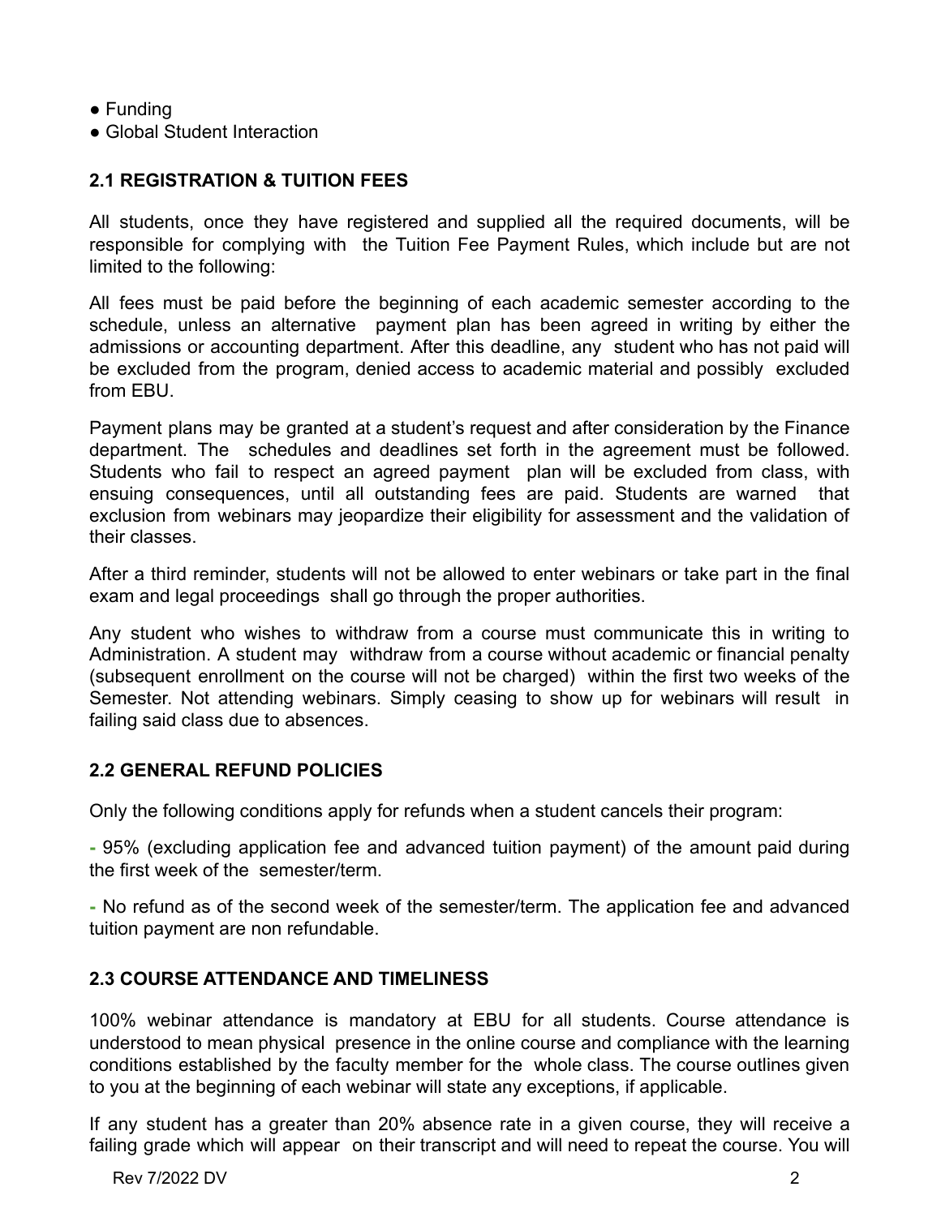- Funding
- Global Student Interaction

### 2.1 REGISTRATION & TUITION FEES

All students, once they have registered and supplied all the required documents, will be responsible for complying with the Tuition Fee Payment Rules, which include but are not limited to the following:

All fees must be paid before the beginning of each academic semester according to the schedule, unless an alternative payment plan has been agreed in writing by either the admissions or accounting department. After this deadline, any student who has not paid will be excluded from the program, denied access to academic material and possibly excluded from EBU.

Payment plans may be granted at a student's request and after consideration by the Finance department. The schedules and deadlines set forth in the agreement must be followed. Students who fail to respect an agreed payment plan will be excluded from class, with ensuing consequences, until all outstanding fees are paid. Students are warned that exclusion from webinars may jeopardize their eligibility for assessment and the validation of their classes.

After a third reminder, students will not be allowed to enter webinars or take part in the final exam and legal proceedings shall go through the proper authorities.

Any student who wishes to withdraw from a course must communicate this in writing to Administration. A student may withdraw from a course without academic or financial penalty (subsequent enrollment on the course will not be charged) within the first two weeks of the Semester. Not attending webinars. Simply ceasing to show up for webinars will result in failing said class due to absences.

### 2.2 GENERAL REFUND POLICIES

Only the following conditions apply for refunds when a student cancels their program:

- 95% (excluding application fee and advanced tuition payment) of the amount paid during the first week of the semester/term.

- No refund as of the second week of the semester/term. The application fee and advanced tuition payment are non refundable.

### 2.3 COURSE ATTENDANCE AND TIMELINESS

100% webinar attendance is mandatory at EBU for all students. Course attendance is understood to mean physical presence in the online course and compliance with the learning conditions established by the faculty member for the whole class. The course outlines given to you at the beginning of each webinar will state any exceptions, if applicable.

If any student has a greater than 20% absence rate in a given course, they will receive a failing grade which will appear on their transcript and will need to repeat the course. You will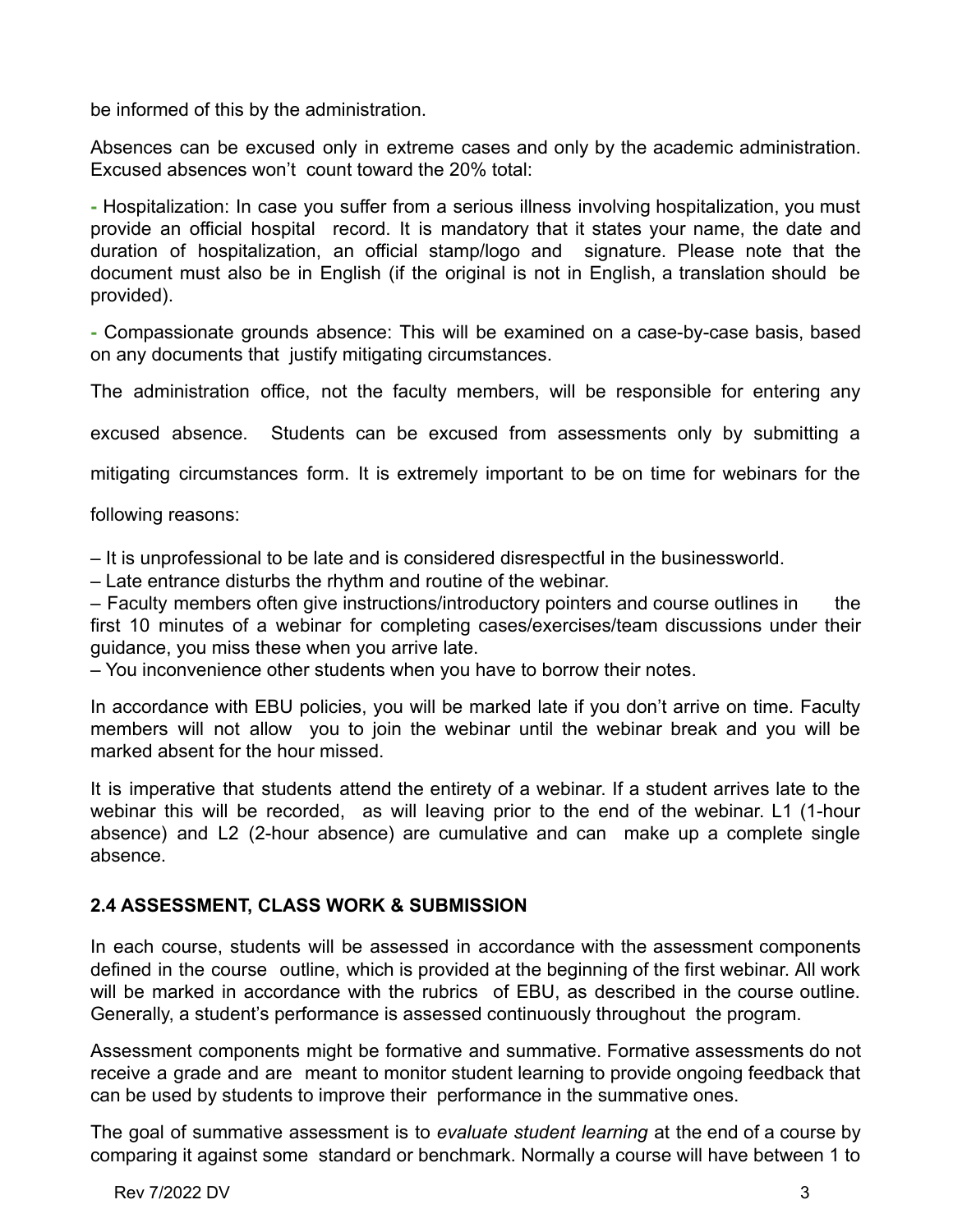be informed of this by the administration.

Absences can be excused only in extreme cases and only by the academic administration. Excused absences won't count toward the 20% total:

- Hospitalization: In case you suffer from a serious illness involving hospitalization, you must provide an official hospital record. It is mandatory that it states your name, the date and duration of hospitalization, an official stamp/logo and signature. Please note that the document must also be in English (if the original is not in English, a translation should be provided).

- Compassionate grounds absence: This will be examined on a case-by-case basis, based on any documents that justify mitigating circumstances.

The administration office, not the faculty members, will be responsible for entering any excused absence. Students can be excused from assessments only by submitting a mitigating circumstances form. It is extremely important to be on time for webinars for the following reasons:

– It is unprofessional to be late and is considered disrespectful in the businessworld.
– Late entrance disturbs the rhythm and routine of the webinar.
– Faculty members often give instructions/introductory pointers and course outlines in the first 10 minutes of a webinar for completing cases/exercises/team discussions under their guidance, you miss these when you arrive late.
– You inconvenience other students when you have to borrow their notes.

In accordance with EBU policies, you will be marked late if you don't arrive on time. Faculty members will not allow you to join the webinar until the webinar break and you will be marked absent for the hour missed.

It is imperative that students attend the entirety of a webinar. If a student arrives late to the webinar this will be recorded, as will leaving prior to the end of the webinar. L1 (1-hour absence) and L2 (2-hour absence) are cumulative and can make up a complete single absence.

### 2.4 ASSESSMENT, CLASS WORK & SUBMISSION

In each course, students will be assessed in accordance with the assessment components defined in the course outline, which is provided at the beginning of the first webinar. All work will be marked in accordance with the rubrics of EBU, as described in the course outline. Generally, a student's performance is assessed continuously throughout the program.

Assessment components might be formative and summative. Formative assessments do not receive a grade and are meant to monitor student learning to provide ongoing feedback that can be used by students to improve their performance in the summative ones.

The goal of summative assessment is to *evaluate student learning* at the end of a course by comparing it against some standard or benchmark. Normally a course will have between 1 to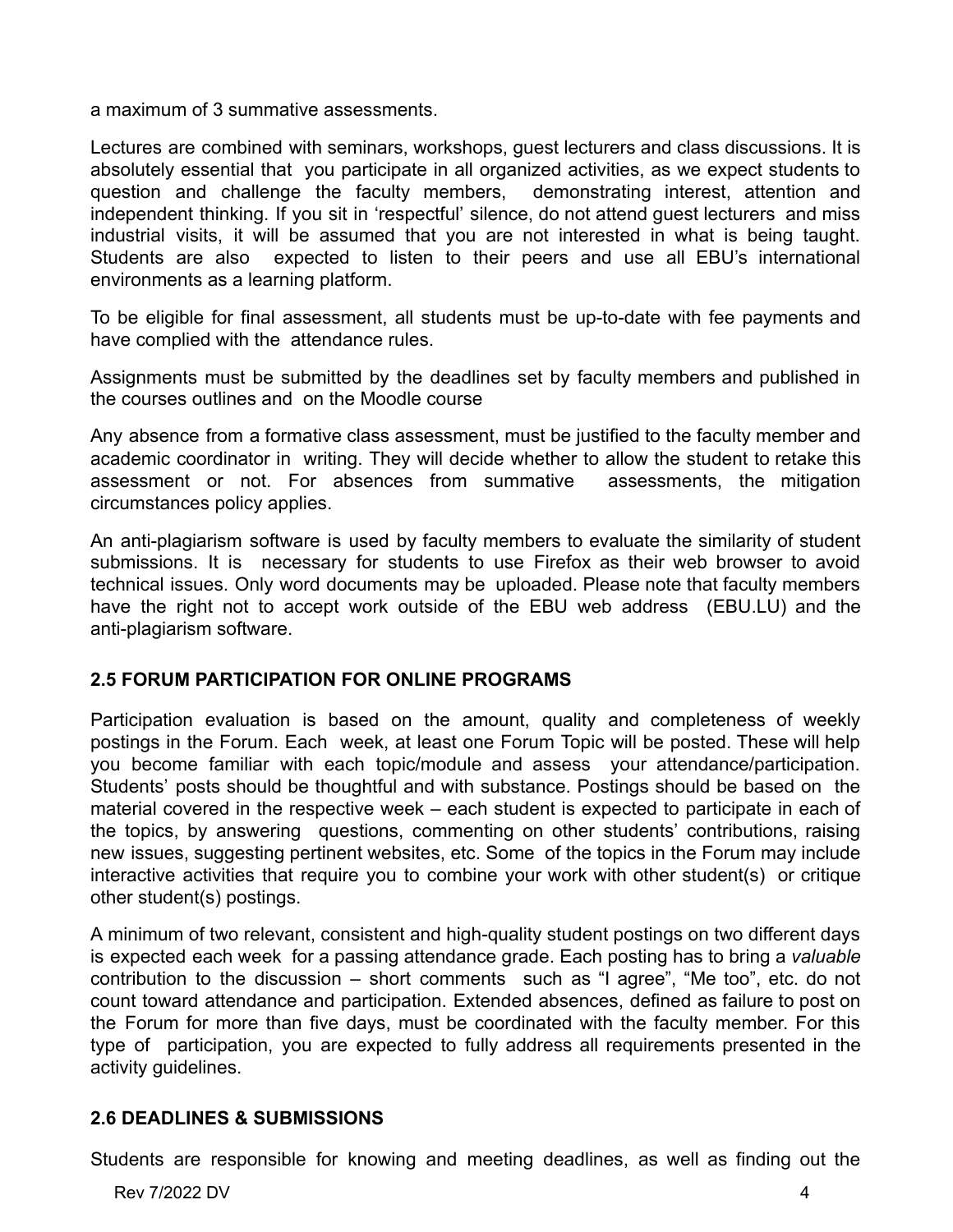a maximum of 3 summative assessments.

Lectures are combined with seminars, workshops, guest lecturers and class discussions. It is absolutely essential that you participate in all organized activities, as we expect students to question and challenge the faculty members, demonstrating interest, attention and independent thinking. If you sit in 'respectful' silence, do not attend guest lecturers and miss industrial visits, it will be assumed that you are not interested in what is being taught. Students are also expected to listen to their peers and use all EBU's international environments as a learning platform.

To be eligible for final assessment, all students must be up-to-date with fee payments and have complied with the attendance rules.

Assignments must be submitted by the deadlines set by faculty members and published in the courses outlines and on the Moodle course

Any absence from a formative class assessment, must be justified to the faculty member and academic coordinator in writing. They will decide whether to allow the student to retake this assessment or not. For absences from summative assessments, the mitigation circumstances policy applies.

An anti-plagiarism software is used by faculty members to evaluate the similarity of student submissions. It is necessary for students to use Firefox as their web browser to avoid technical issues. Only word documents may be uploaded. Please note that faculty members have the right not to accept work outside of the EBU web address (EBU.LU) and the anti-plagiarism software.

## 2.5 FORUM PARTICIPATION FOR ONLINE PROGRAMS

Participation evaluation is based on the amount, quality and completeness of weekly postings in the Forum. Each week, at least one Forum Topic will be posted. These will help you become familiar with each topic/module and assess your attendance/participation. Students' posts should be thoughtful and with substance. Postings should be based on the material covered in the respective week – each student is expected to participate in each of the topics, by answering questions, commenting on other students' contributions, raising new issues, suggesting pertinent websites, etc. Some of the topics in the Forum may include interactive activities that require you to combine your work with other student(s) or critique other student(s) postings.

A minimum of two relevant, consistent and high-quality student postings on two different days is expected each week for a passing attendance grade. Each posting has to bring a *valuable* contribution to the discussion – short comments such as "I agree", "Me too", etc. do not count toward attendance and participation. Extended absences, defined as failure to post on the Forum for more than five days, must be coordinated with the faculty member. For this type of participation, you are expected to fully address all requirements presented in the activity guidelines.

## 2.6 DEADLINES & SUBMISSIONS

Students are responsible for knowing and meeting deadlines, as well as finding out the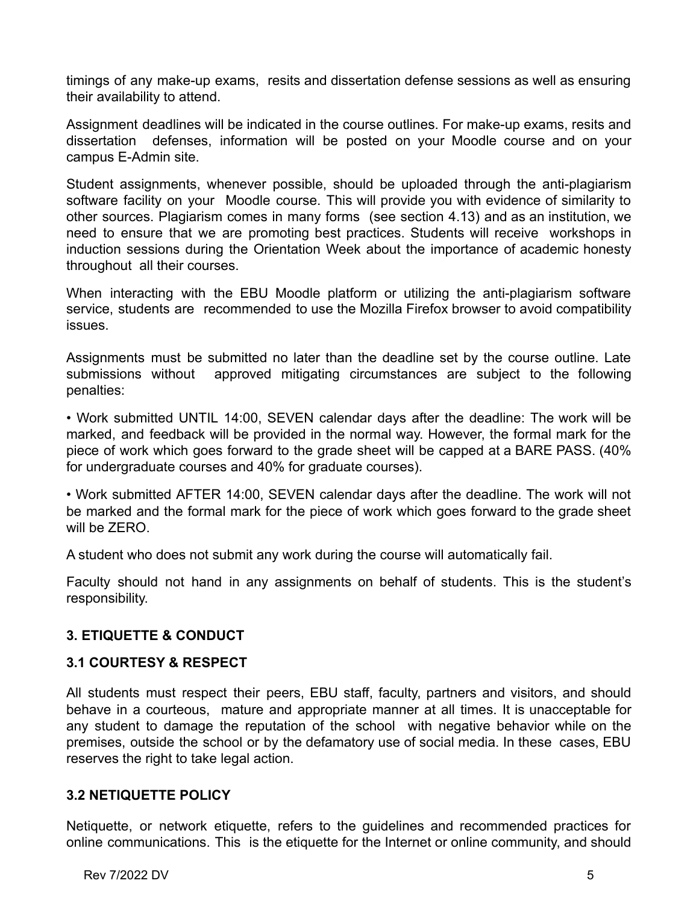timings of any make-up exams, resits and dissertation defense sessions as well as ensuring their availability to attend.

Assignment deadlines will be indicated in the course outlines. For make-up exams, resits and dissertation defenses, information will be posted on your Moodle course and on your campus E-Admin site.

Student assignments, whenever possible, should be uploaded through the anti-plagiarism software facility on your Moodle course. This will provide you with evidence of similarity to other sources. Plagiarism comes in many forms (see section 4.13) and as an institution, we need to ensure that we are promoting best practices. Students will receive workshops in induction sessions during the Orientation Week about the importance of academic honesty throughout all their courses.

When interacting with the EBU Moodle platform or utilizing the anti-plagiarism software service, students are recommended to use the Mozilla Firefox browser to avoid compatibility issues.

Assignments must be submitted no later than the deadline set by the course outline. Late submissions without approved mitigating circumstances are subject to the following penalties:

• Work submitted UNTIL 14:00, SEVEN calendar days after the deadline: The work will be marked, and feedback will be provided in the normal way. However, the formal mark for the piece of work which goes forward to the grade sheet will be capped at a BARE PASS. (40% for undergraduate courses and 40% for graduate courses).

• Work submitted AFTER 14:00, SEVEN calendar days after the deadline. The work will not be marked and the formal mark for the piece of work which goes forward to the grade sheet will be ZERO.

A student who does not submit any work during the course will automatically fail.

Faculty should not hand in any assignments on behalf of students. This is the student's responsibility.

## 3. ETIQUETTE & CONDUCT

### 3.1 COURTESY & RESPECT

All students must respect their peers, EBU staff, faculty, partners and visitors, and should behave in a courteous, mature and appropriate manner at all times. It is unacceptable for any student to damage the reputation of the school with negative behavior while on the premises, outside the school or by the defamatory use of social media. In these cases, EBU reserves the right to take legal action.

### 3.2 NETIQUETTE POLICY

Netiquette, or network etiquette, refers to the guidelines and recommended practices for online communications. This is the etiquette for the Internet or online community, and should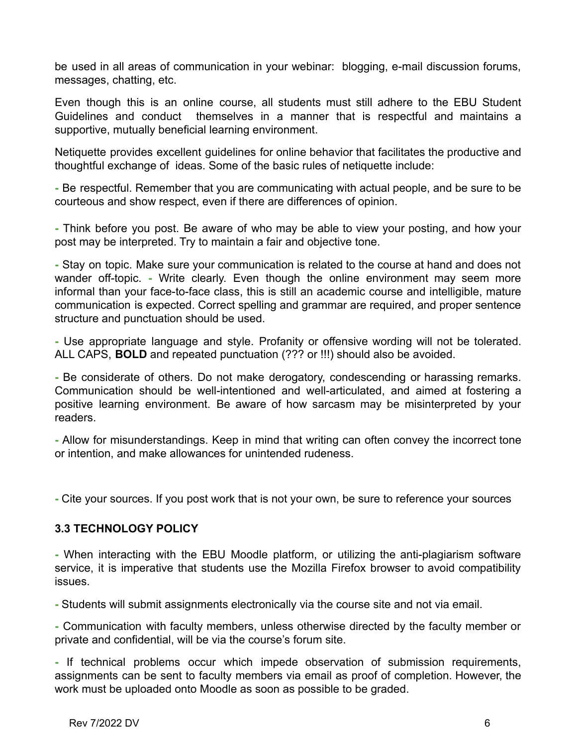be used in all areas of communication in your webinar: blogging, e-mail discussion forums, messages, chatting, etc.

Even though this is an online course, all students must still adhere to the EBU Student Guidelines and conduct themselves in a manner that is respectful and maintains a supportive, mutually beneficial learning environment.

Netiquette provides excellent guidelines for online behavior that facilitates the productive and thoughtful exchange of ideas. Some of the basic rules of netiquette include:

- Be respectful. Remember that you are communicating with actual people, and be sure to be courteous and show respect, even if there are differences of opinion.

- Think before you post. Be aware of who may be able to view your posting, and how your post may be interpreted. Try to maintain a fair and objective tone.

- Stay on topic. Make sure your communication is related to the course at hand and does not wander off-topic. - Write clearly. Even though the online environment may seem more informal than your face-to-face class, this is still an academic course and intelligible, mature communication is expected. Correct spelling and grammar are required, and proper sentence structure and punctuation should be used.

- Use appropriate language and style. Profanity or offensive wording will not be tolerated. ALL CAPS, **BOLD** and repeated punctuation (??? or !!!) should also be avoided.

- Be considerate of others. Do not make derogatory, condescending or harassing remarks. Communication should be well-intentioned and well-articulated, and aimed at fostering a positive learning environment. Be aware of how sarcasm may be misinterpreted by your readers.

- Allow for misunderstandings. Keep in mind that writing can often convey the incorrect tone or intention, and make allowances for unintended rudeness.

- Cite your sources. If you post work that is not your own, be sure to reference your sources

### 3.3 TECHNOLOGY POLICY

- When interacting with the EBU Moodle platform, or utilizing the anti-plagiarism software service, it is imperative that students use the Mozilla Firefox browser to avoid compatibility issues.

- Students will submit assignments electronically via the course site and not via email.

- Communication with faculty members, unless otherwise directed by the faculty member or private and confidential, will be via the course's forum site.

- If technical problems occur which impede observation of submission requirements, assignments can be sent to faculty members via email as proof of completion. However, the work must be uploaded onto Moodle as soon as possible to be graded.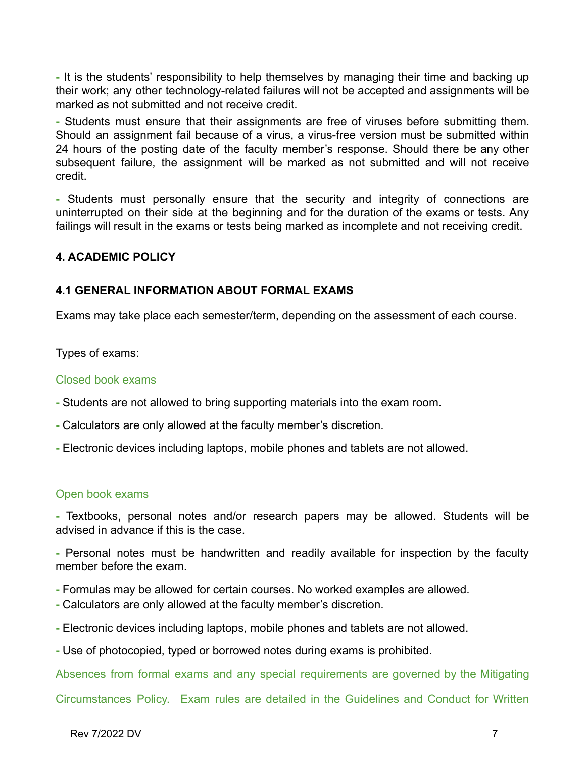- It is the students' responsibility to help themselves by managing their time and backing up their work; any other technology-related failures will not be accepted and assignments will be marked as not submitted and not receive credit.

- Students must ensure that their assignments are free of viruses before submitting them. Should an assignment fail because of a virus, a virus-free version must be submitted within 24 hours of the posting date of the faculty member's response. Should there be any other subsequent failure, the assignment will be marked as not submitted and will not receive credit.

- Students must personally ensure that the security and integrity of connections are uninterrupted on their side at the beginning and for the duration of the exams or tests. Any failings will result in the exams or tests being marked as incomplete and not receiving credit.

## 4. ACADEMIC POLICY

### 4.1 GENERAL INFORMATION ABOUT FORMAL EXAMS

Exams may take place each semester/term, depending on the assessment of each course.

Types of exams:

#### Closed book exams

- Students are not allowed to bring supporting materials into the exam room.
- Calculators are only allowed at the faculty member's discretion.
- Electronic devices including laptops, mobile phones and tablets are not allowed.

#### Open book exams

- Textbooks, personal notes and/or research papers may be allowed. Students will be advised in advance if this is the case.
- Personal notes must be handwritten and readily available for inspection by the faculty member before the exam.
- Formulas may be allowed for certain courses. No worked examples are allowed.
- Calculators are only allowed at the faculty member's discretion.
- Electronic devices including laptops, mobile phones and tablets are not allowed.
- Use of photocopied, typed or borrowed notes during exams is prohibited.

Absences from formal exams and any special requirements are governed by the Mitigating Circumstances Policy. Exam rules are detailed in the Guidelines and Conduct for Written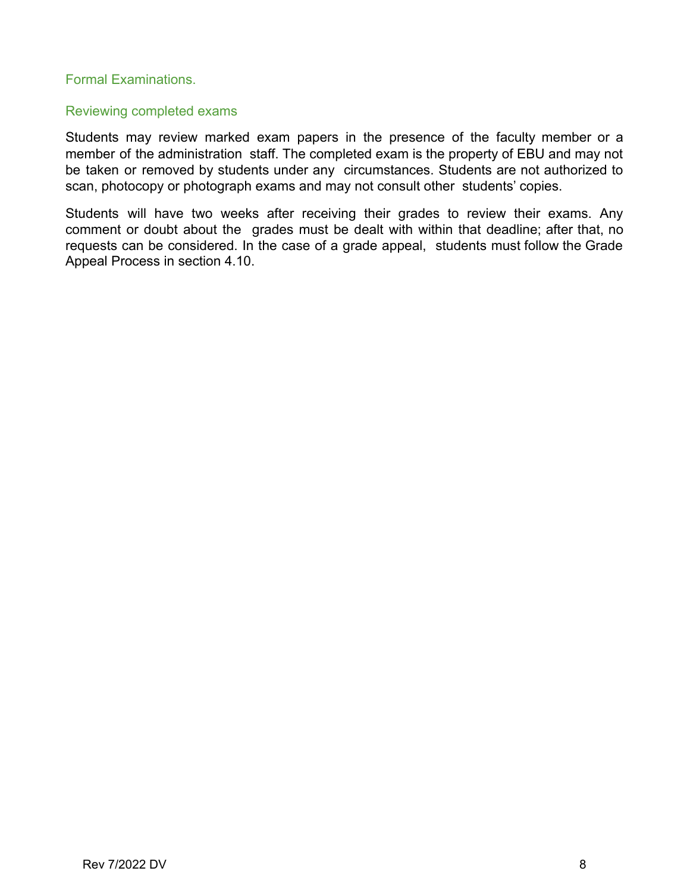### Formal Examinations.

### Reviewing completed exams

Students may review marked exam papers in the presence of the faculty member or a member of the administration staff. The completed exam is the property of EBU and may not be taken or removed by students under any circumstances. Students are not authorized to scan, photocopy or photograph exams and may not consult other students' copies.

Students will have two weeks after receiving their grades to review their exams. Any comment or doubt about the grades must be dealt with within that deadline; after that, no requests can be considered. In the case of a grade appeal, students must follow the Grade Appeal Process in section 4.10.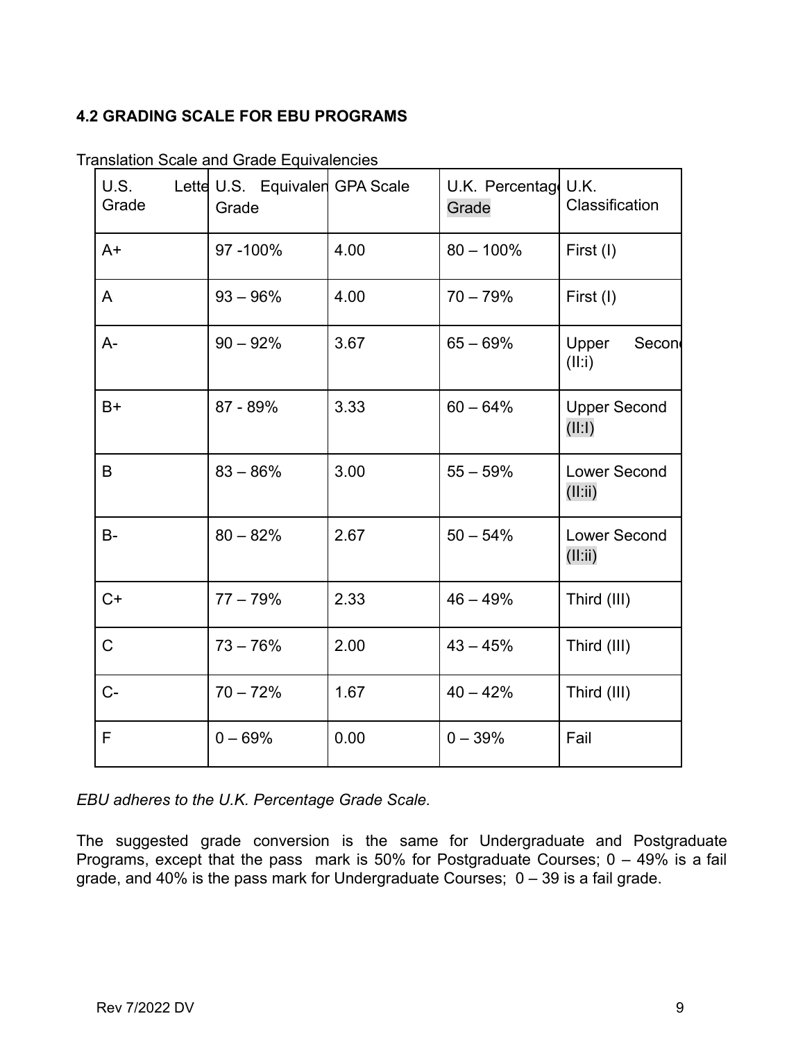### 4.2 GRADING SCALE FOR EBU PROGRAMS

Translation Scale and Grade Equivalencies

| U.S. Letter Grade | U.S. Equivalent Grade | GPA Scale | U.K. Percentage Grade | U.K. Classification |
|---|---|---|---|---|
| A+ | 97 -100% | 4.00 | 80 – 100% | First (I) |
| A | 93 – 96% | 4.00 | 70 – 79% | First (I) |
| A- | 90 – 92% | 3.67 | 65 – 69% | Upper Second (II:i) |
| B+ | 87 - 89% | 3.33 | 60 – 64% | Upper Second (II:I) |
| B | 83 – 86% | 3.00 | 55 – 59% | Lower Second (II:ii) |
| B- | 80 – 82% | 2.67 | 50 – 54% | Lower Second (II:ii) |
| C+ | 77 – 79% | 2.33 | 46 – 49% | Third (III) |
| C | 73 – 76% | 2.00 | 43 – 45% | Third (III) |
| C- | 70 – 72% | 1.67 | 40 – 42% | Third (III) |
| F | 0 – 69% | 0.00 | 0 – 39% | Fail |

*EBU adheres to the U.K. Percentage Grade Scale.*

The suggested grade conversion is the same for Undergraduate and Postgraduate Programs, except that the pass mark is 50% for Postgraduate Courses; 0 – 49% is a fail grade, and 40% is the pass mark for Undergraduate Courses; 0 – 39 is a fail grade.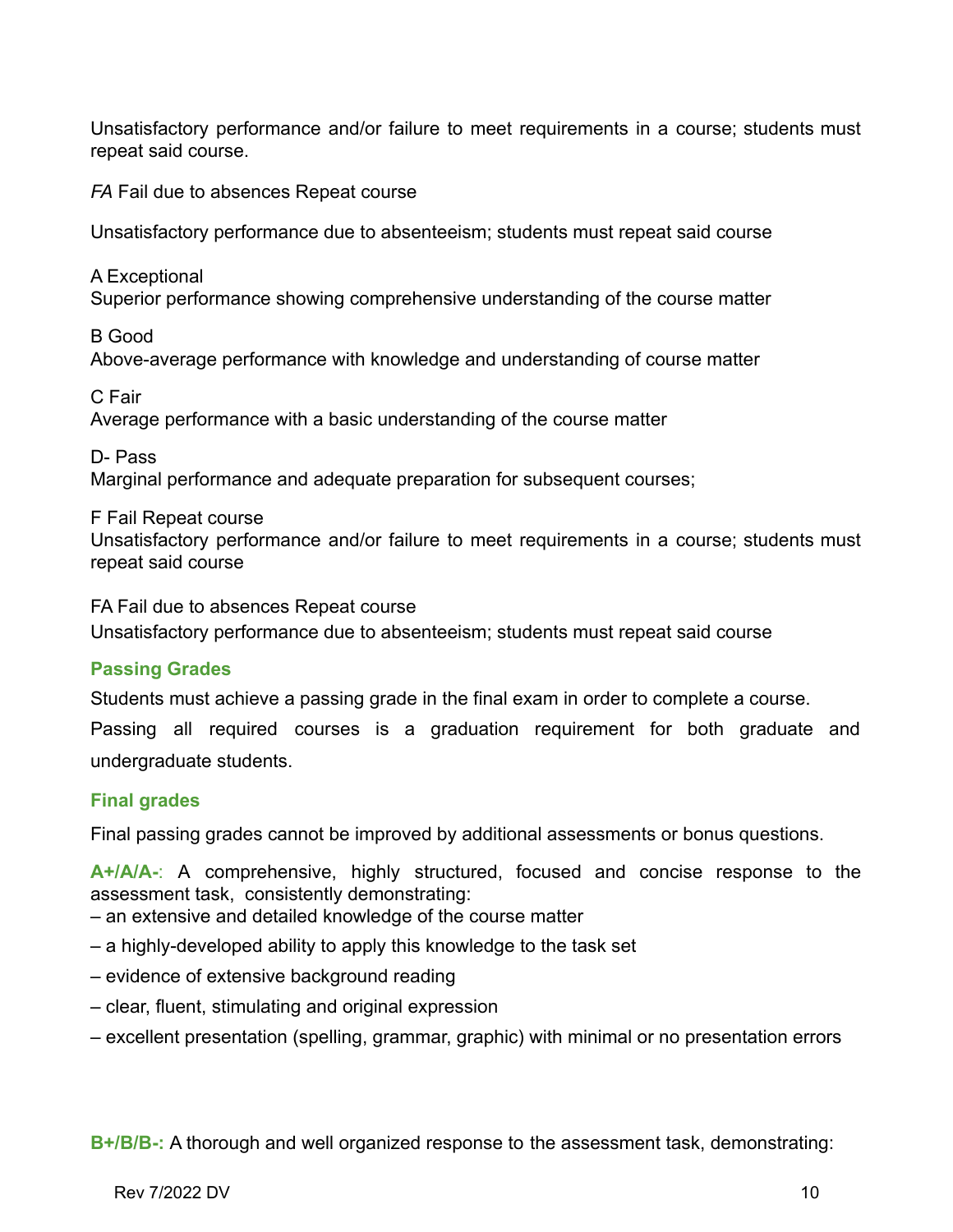Unsatisfactory performance and/or failure to meet requirements in a course; students must repeat said course.

*FA* Fail due to absences Repeat course

Unsatisfactory performance due to absenteeism; students must repeat said course

A Exceptional
Superior performance showing comprehensive understanding of the course matter

B Good
Above-average performance with knowledge and understanding of course matter

C Fair
Average performance with a basic understanding of the course matter

D- Pass
Marginal performance and adequate preparation for subsequent courses;

F Fail Repeat course
Unsatisfactory performance and/or failure to meet requirements in a course; students must repeat said course

FA Fail due to absences Repeat course
Unsatisfactory performance due to absenteeism; students must repeat said course

### Passing Grades

Students must achieve a passing grade in the final exam in order to complete a course.

Passing all required courses is a graduation requirement for both graduate and undergraduate students.

### Final grades

Final passing grades cannot be improved by additional assessments or bonus questions.

**A+/A/A-**: A comprehensive, highly structured, focused and concise response to the assessment task, consistently demonstrating:

– an extensive and detailed knowledge of the course matter

– a highly-developed ability to apply this knowledge to the task set

– evidence of extensive background reading

– clear, fluent, stimulating and original expression

– excellent presentation (spelling, grammar, graphic) with minimal or no presentation errors

**B+/B/B-:** A thorough and well organized response to the assessment task, demonstrating: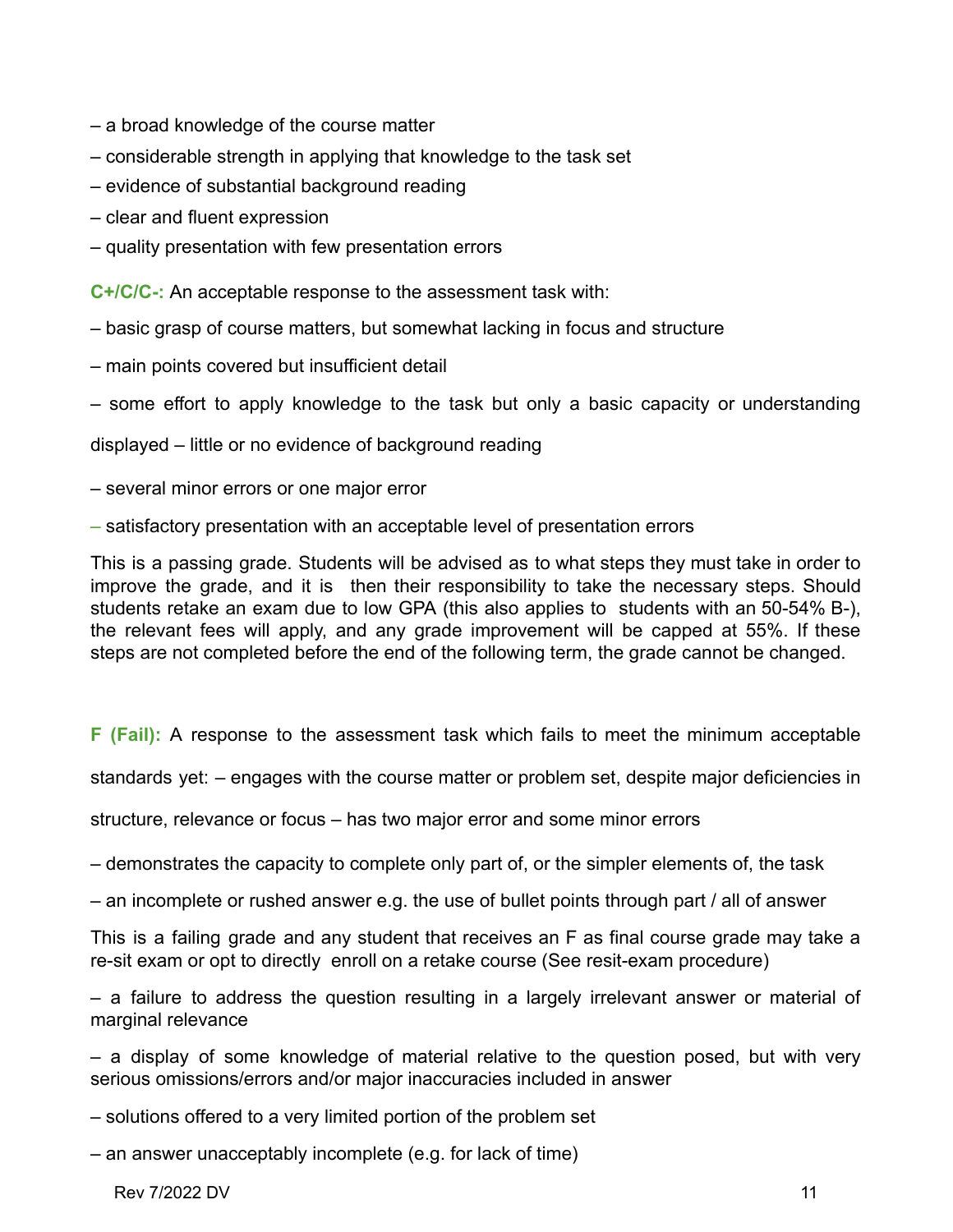– a broad knowledge of the course matter

– considerable strength in applying that knowledge to the task set

– evidence of substantial background reading

– clear and fluent expression

– quality presentation with few presentation errors

**C+/C/C-:** An acceptable response to the assessment task with:

– basic grasp of course matters, but somewhat lacking in focus and structure

– main points covered but insufficient detail

– some effort to apply knowledge to the task but only a basic capacity or understanding displayed – little or no evidence of background reading

– several minor errors or one major error

– satisfactory presentation with an acceptable level of presentation errors

This is a passing grade. Students will be advised as to what steps they must take in order to improve the grade, and it is then their responsibility to take the necessary steps. Should students retake an exam due to low GPA (this also applies to students with an 50-54% B-), the relevant fees will apply, and any grade improvement will be capped at 55%. If these steps are not completed before the end of the following term, the grade cannot be changed.

**F (Fail):** A response to the assessment task which fails to meet the minimum acceptable standards yet: – engages with the course matter or problem set, despite major deficiencies in structure, relevance or focus – has two major error and some minor errors

– demonstrates the capacity to complete only part of, or the simpler elements of, the task

– an incomplete or rushed answer e.g. the use of bullet points through part / all of answer

This is a failing grade and any student that receives an F as final course grade may take a re-sit exam or opt to directly enroll on a retake course (See resit-exam procedure)

– a failure to address the question resulting in a largely irrelevant answer or material of marginal relevance

– a display of some knowledge of material relative to the question posed, but with very serious omissions/errors and/or major inaccuracies included in answer

– solutions offered to a very limited portion of the problem set

– an answer unacceptably incomplete (e.g. for lack of time)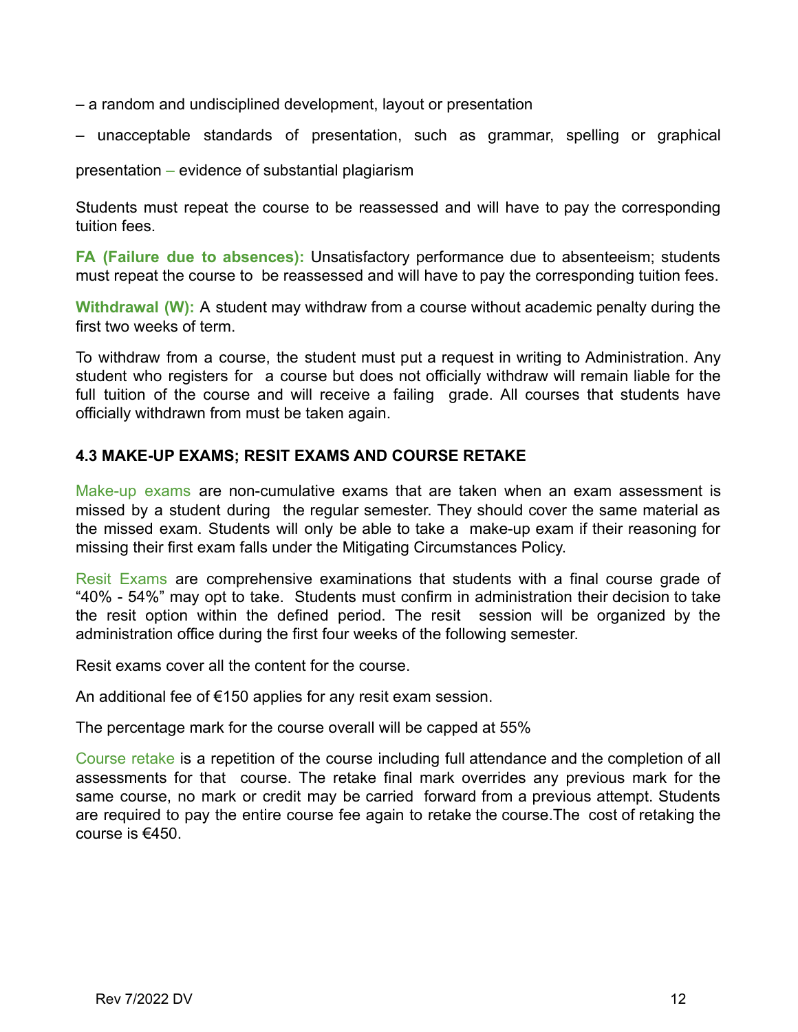– a random and undisciplined development, layout or presentation

– unacceptable standards of presentation, such as grammar, spelling or graphical presentation – evidence of substantial plagiarism

Students must repeat the course to be reassessed and will have to pay the corresponding tuition fees.

**FA (Failure due to absences):** Unsatisfactory performance due to absenteeism; students must repeat the course to be reassessed and will have to pay the corresponding tuition fees.

**Withdrawal (W):** A student may withdraw from a course without academic penalty during the first two weeks of term.

To withdraw from a course, the student must put a request in writing to Administration. Any student who registers for a course but does not officially withdraw will remain liable for the full tuition of the course and will receive a failing grade. All courses that students have officially withdrawn from must be taken again.

### 4.3 MAKE-UP EXAMS; RESIT EXAMS AND COURSE RETAKE

Make-up exams are non-cumulative exams that are taken when an exam assessment is missed by a student during the regular semester. They should cover the same material as the missed exam. Students will only be able to take a make-up exam if their reasoning for missing their first exam falls under the Mitigating Circumstances Policy.

Resit Exams are comprehensive examinations that students with a final course grade of "40% - 54%" may opt to take. Students must confirm in administration their decision to take the resit option within the defined period. The resit session will be organized by the administration office during the first four weeks of the following semester.

Resit exams cover all the content for the course.

An additional fee of €150 applies for any resit exam session.

The percentage mark for the course overall will be capped at 55%

Course retake is a repetition of the course including full attendance and the completion of all assessments for that course. The retake final mark overrides any previous mark for the same course, no mark or credit may be carried forward from a previous attempt. Students are required to pay the entire course fee again to retake the course.The cost of retaking the course is €450.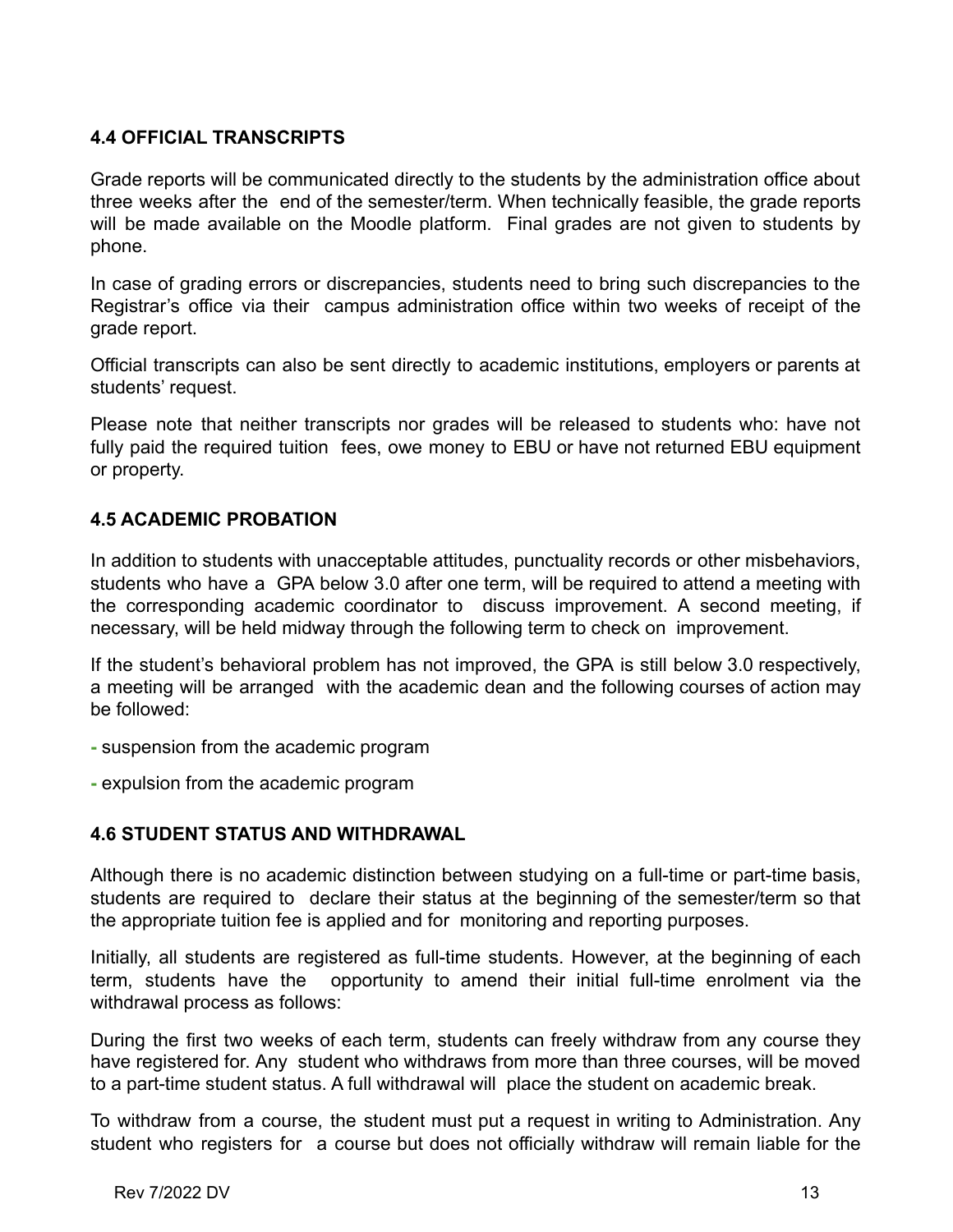### 4.4 OFFICIAL TRANSCRIPTS

Grade reports will be communicated directly to the students by the administration office about three weeks after the end of the semester/term. When technically feasible, the grade reports will be made available on the Moodle platform. Final grades are not given to students by phone.

In case of grading errors or discrepancies, students need to bring such discrepancies to the Registrar's office via their campus administration office within two weeks of receipt of the grade report.

Official transcripts can also be sent directly to academic institutions, employers or parents at students' request.

Please note that neither transcripts nor grades will be released to students who: have not fully paid the required tuition fees, owe money to EBU or have not returned EBU equipment or property.

### 4.5 ACADEMIC PROBATION

In addition to students with unacceptable attitudes, punctuality records or other misbehaviors, students who have a GPA below 3.0 after one term, will be required to attend a meeting with the corresponding academic coordinator to discuss improvement. A second meeting, if necessary, will be held midway through the following term to check on improvement.

If the student's behavioral problem has not improved, the GPA is still below 3.0 respectively, a meeting will be arranged with the academic dean and the following courses of action may be followed:

- suspension from the academic program
- expulsion from the academic program

### 4.6 STUDENT STATUS AND WITHDRAWAL

Although there is no academic distinction between studying on a full-time or part-time basis, students are required to declare their status at the beginning of the semester/term so that the appropriate tuition fee is applied and for monitoring and reporting purposes.

Initially, all students are registered as full-time students. However, at the beginning of each term, students have the opportunity to amend their initial full-time enrolment via the withdrawal process as follows:

During the first two weeks of each term, students can freely withdraw from any course they have registered for. Any student who withdraws from more than three courses, will be moved to a part-time student status. A full withdrawal will place the student on academic break.

To withdraw from a course, the student must put a request in writing to Administration. Any student who registers for a course but does not officially withdraw will remain liable for the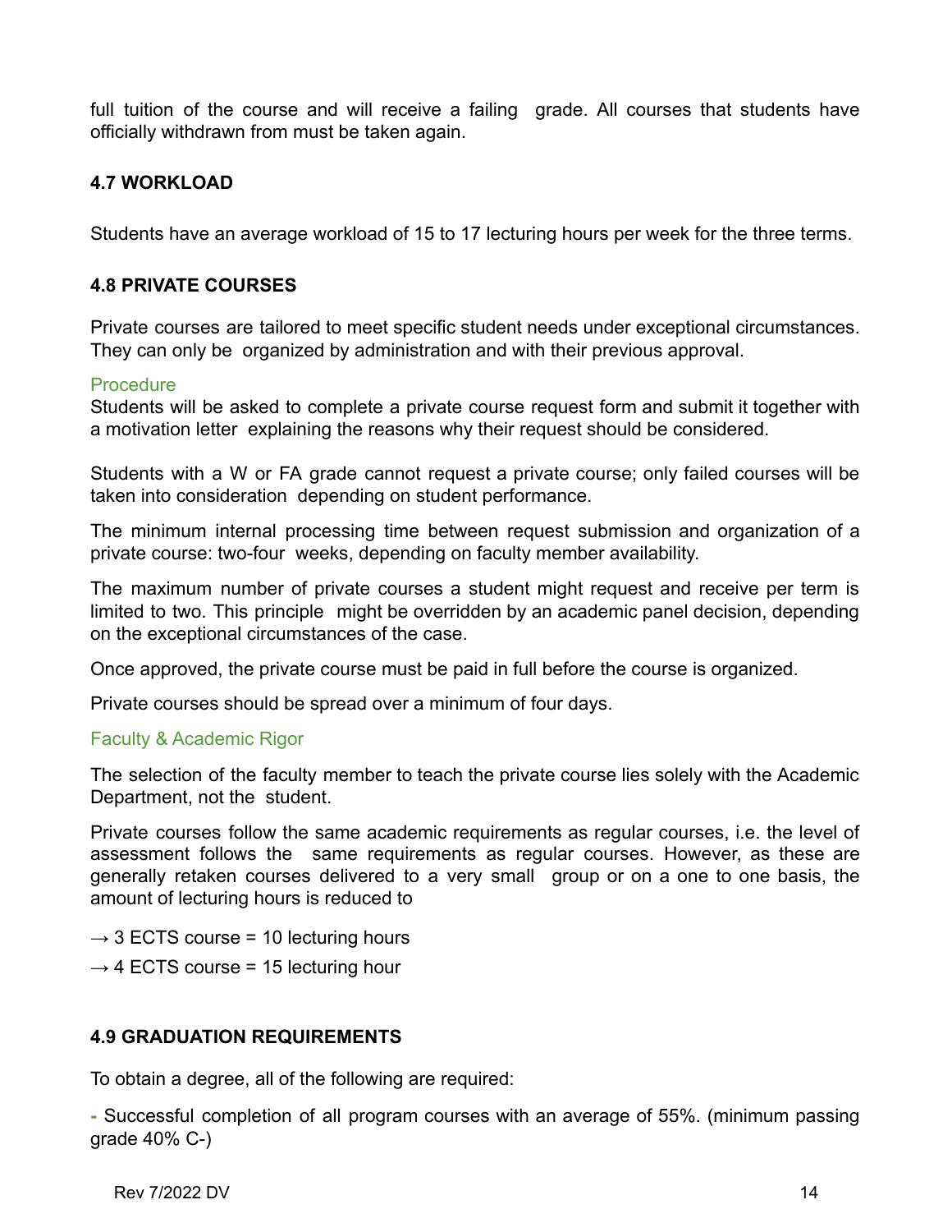full tuition of the course and will receive a failing grade. All courses that students have officially withdrawn from must be taken again.

### 4.7 WORKLOAD

Students have an average workload of 15 to 17 lecturing hours per week for the three terms.

### 4.8 PRIVATE COURSES

Private courses are tailored to meet specific student needs under exceptional circumstances. They can only be organized by administration and with their previous approval.

#### Procedure

Students will be asked to complete a private course request form and submit it together with a motivation letter explaining the reasons why their request should be considered.

Students with a W or FA grade cannot request a private course; only failed courses will be taken into consideration depending on student performance.

The minimum internal processing time between request submission and organization of a private course: two-four weeks, depending on faculty member availability.

The maximum number of private courses a student might request and receive per term is limited to two. This principle might be overridden by an academic panel decision, depending on the exceptional circumstances of the case.

Once approved, the private course must be paid in full before the course is organized.

Private courses should be spread over a minimum of four days.

#### Faculty & Academic Rigor

The selection of the faculty member to teach the private course lies solely with the Academic Department, not the student.

Private courses follow the same academic requirements as regular courses, i.e. the level of assessment follows the same requirements as regular courses. However, as these are generally retaken courses delivered to a very small group or on a one to one basis, the amount of lecturing hours is reduced to

→ 3 ECTS course = 10 lecturing hours

→ 4 ECTS course = 15 lecturing hour

### 4.9 GRADUATION REQUIREMENTS

To obtain a degree, all of the following are required:

- Successful completion of all program courses with an average of 55%. (minimum passing grade 40% C-)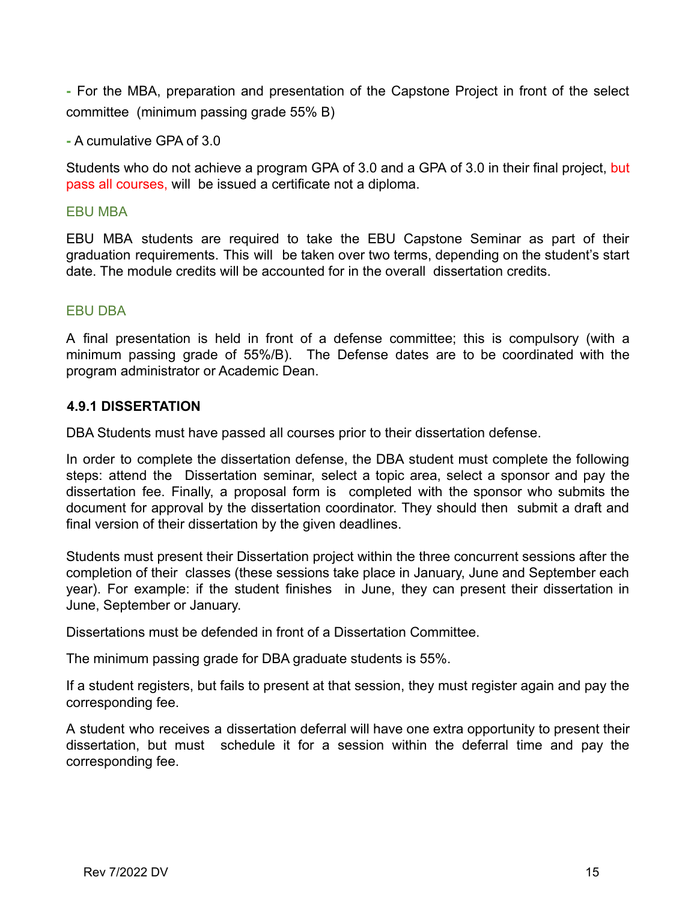- For the MBA, preparation and presentation of the Capstone Project in front of the select committee (minimum passing grade 55% B)

- A cumulative GPA of 3.0

Students who do not achieve a program GPA of 3.0 and a GPA of 3.0 in their final project, but pass all courses, will be issued a certificate not a diploma.

EBU MBA

EBU MBA students are required to take the EBU Capstone Seminar as part of their graduation requirements. This will be taken over two terms, depending on the student's start date. The module credits will be accounted for in the overall dissertation credits.

EBU DBA

A final presentation is held in front of a defense committee; this is compulsory (with a minimum passing grade of 55%/B). The Defense dates are to be coordinated with the program administrator or Academic Dean.

### 4.9.1 DISSERTATION

DBA Students must have passed all courses prior to their dissertation defense.

In order to complete the dissertation defense, the DBA student must complete the following steps: attend the Dissertation seminar, select a topic area, select a sponsor and pay the dissertation fee. Finally, a proposal form is completed with the sponsor who submits the document for approval by the dissertation coordinator. They should then submit a draft and final version of their dissertation by the given deadlines.

Students must present their Dissertation project within the three concurrent sessions after the completion of their classes (these sessions take place in January, June and September each year). For example: if the student finishes in June, they can present their dissertation in June, September or January.

Dissertations must be defended in front of a Dissertation Committee.

The minimum passing grade for DBA graduate students is 55%.

If a student registers, but fails to present at that session, they must register again and pay the corresponding fee.

A student who receives a dissertation deferral will have one extra opportunity to present their dissertation, but must schedule it for a session within the deferral time and pay the corresponding fee.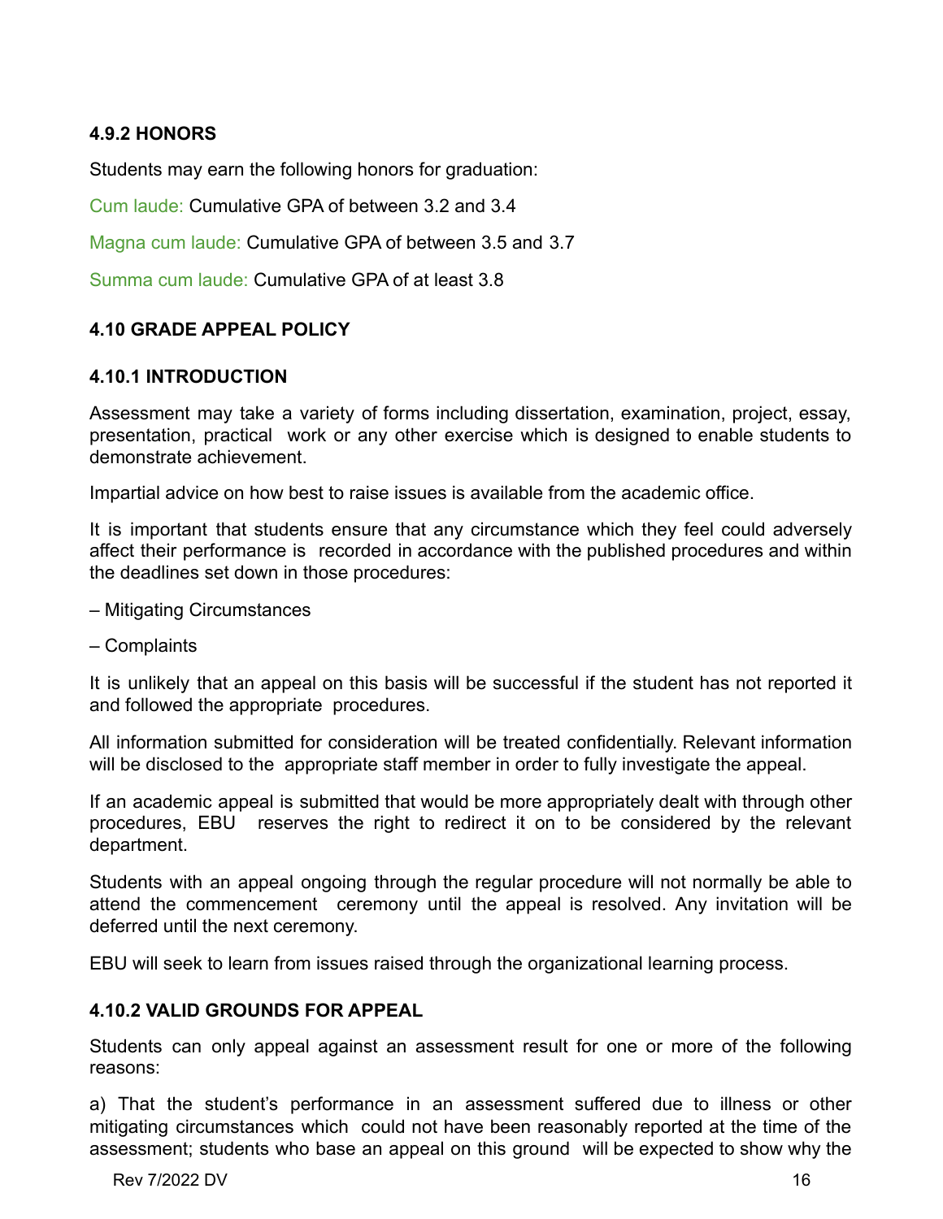#### 4.9.2 HONORS

Students may earn the following honors for graduation:

Cum laude: Cumulative GPA of between 3.2 and 3.4

Magna cum laude: Cumulative GPA of between 3.5 and 3.7

Summa cum laude: Cumulative GPA of at least 3.8

### 4.10 GRADE APPEAL POLICY

#### 4.10.1 INTRODUCTION

Assessment may take a variety of forms including dissertation, examination, project, essay, presentation, practical work or any other exercise which is designed to enable students to demonstrate achievement.

Impartial advice on how best to raise issues is available from the academic office.

It is important that students ensure that any circumstance which they feel could adversely affect their performance is recorded in accordance with the published procedures and within the deadlines set down in those procedures:

– Mitigating Circumstances

– Complaints

It is unlikely that an appeal on this basis will be successful if the student has not reported it and followed the appropriate procedures.

All information submitted for consideration will be treated confidentially. Relevant information will be disclosed to the appropriate staff member in order to fully investigate the appeal.

If an academic appeal is submitted that would be more appropriately dealt with through other procedures, EBU reserves the right to redirect it on to be considered by the relevant department.

Students with an appeal ongoing through the regular procedure will not normally be able to attend the commencement ceremony until the appeal is resolved. Any invitation will be deferred until the next ceremony.

EBU will seek to learn from issues raised through the organizational learning process.

#### 4.10.2 VALID GROUNDS FOR APPEAL

Students can only appeal against an assessment result for one or more of the following reasons:

a) That the student's performance in an assessment suffered due to illness or other mitigating circumstances which could not have been reasonably reported at the time of the assessment; students who base an appeal on this ground will be expected to show why the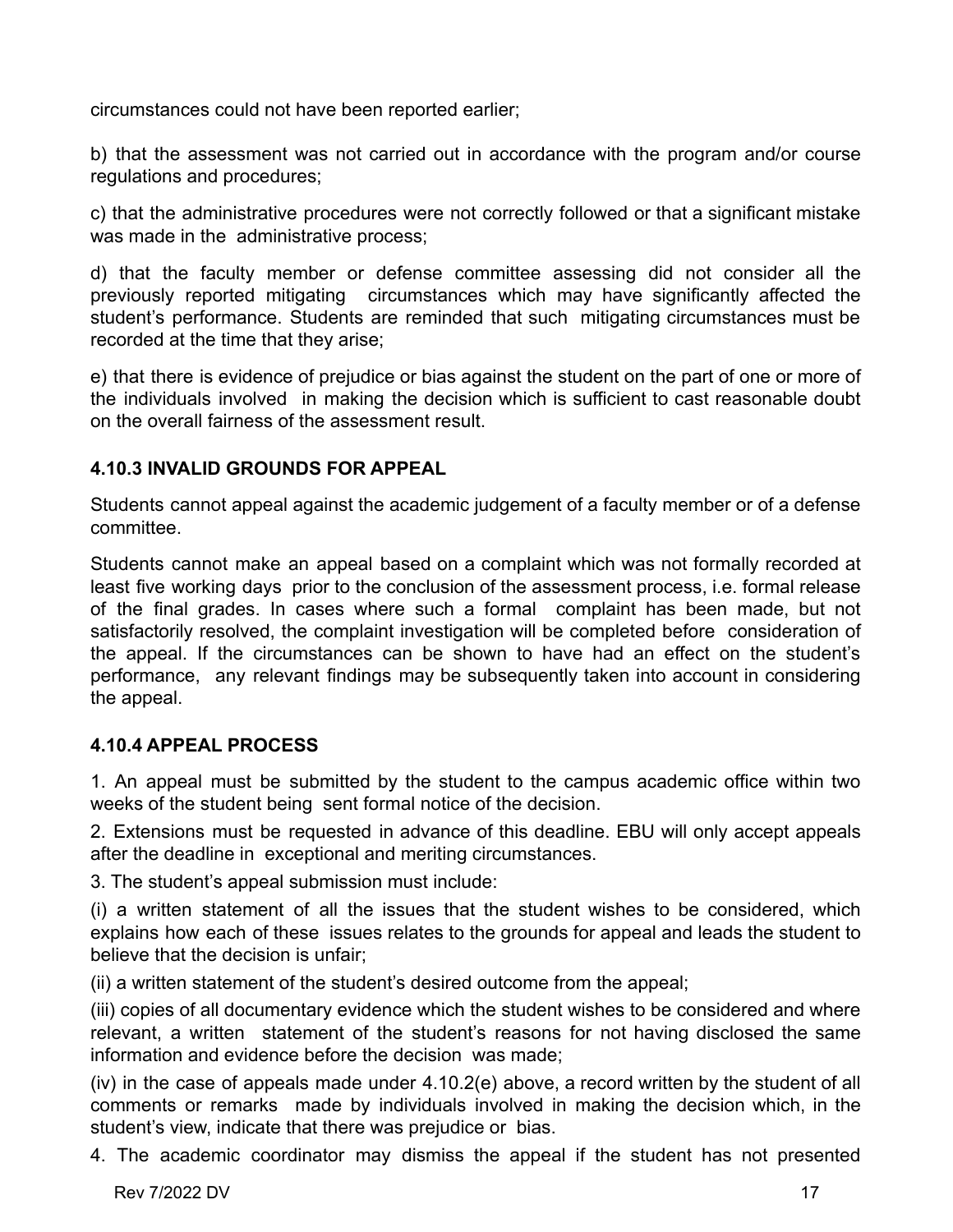circumstances could not have been reported earlier;

b) that the assessment was not carried out in accordance with the program and/or course regulations and procedures;

c) that the administrative procedures were not correctly followed or that a significant mistake was made in the administrative process;

d) that the faculty member or defense committee assessing did not consider all the previously reported mitigating circumstances which may have significantly affected the student's performance. Students are reminded that such mitigating circumstances must be recorded at the time that they arise;

e) that there is evidence of prejudice or bias against the student on the part of one or more of the individuals involved in making the decision which is sufficient to cast reasonable doubt on the overall fairness of the assessment result.

### 4.10.3 INVALID GROUNDS FOR APPEAL

Students cannot appeal against the academic judgement of a faculty member or of a defense committee.

Students cannot make an appeal based on a complaint which was not formally recorded at least five working days prior to the conclusion of the assessment process, i.e. formal release of the final grades. In cases where such a formal complaint has been made, but not satisfactorily resolved, the complaint investigation will be completed before consideration of the appeal. If the circumstances can be shown to have had an effect on the student's performance, any relevant findings may be subsequently taken into account in considering the appeal.

### 4.10.4 APPEAL PROCESS

1. An appeal must be submitted by the student to the campus academic office within two weeks of the student being sent formal notice of the decision.

2. Extensions must be requested in advance of this deadline. EBU will only accept appeals after the deadline in exceptional and meriting circumstances.

3. The student's appeal submission must include:

(i) a written statement of all the issues that the student wishes to be considered, which explains how each of these issues relates to the grounds for appeal and leads the student to believe that the decision is unfair;

(ii) a written statement of the student's desired outcome from the appeal;

(iii) copies of all documentary evidence which the student wishes to be considered and where relevant, a written statement of the student's reasons for not having disclosed the same information and evidence before the decision was made;

(iv) in the case of appeals made under 4.10.2(e) above, a record written by the student of all comments or remarks made by individuals involved in making the decision which, in the student's view, indicate that there was prejudice or bias.

4. The academic coordinator may dismiss the appeal if the student has not presented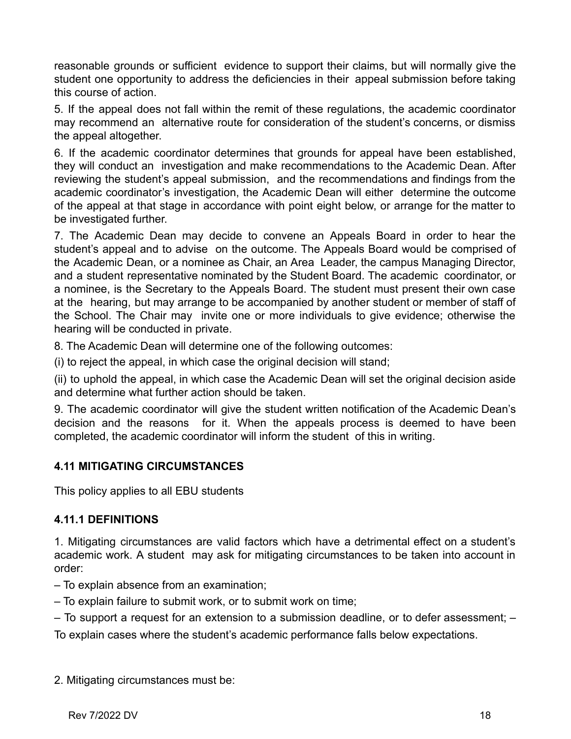reasonable grounds or sufficient evidence to support their claims, but will normally give the student one opportunity to address the deficiencies in their appeal submission before taking this course of action.

5. If the appeal does not fall within the remit of these regulations, the academic coordinator may recommend an alternative route for consideration of the student's concerns, or dismiss the appeal altogether.

6. If the academic coordinator determines that grounds for appeal have been established, they will conduct an investigation and make recommendations to the Academic Dean. After reviewing the student's appeal submission, and the recommendations and findings from the academic coordinator's investigation, the Academic Dean will either determine the outcome of the appeal at that stage in accordance with point eight below, or arrange for the matter to be investigated further.

7. The Academic Dean may decide to convene an Appeals Board in order to hear the student's appeal and to advise on the outcome. The Appeals Board would be comprised of the Academic Dean, or a nominee as Chair, an Area Leader, the campus Managing Director, and a student representative nominated by the Student Board. The academic coordinator, or a nominee, is the Secretary to the Appeals Board. The student must present their own case at the hearing, but may arrange to be accompanied by another student or member of staff of the School. The Chair may invite one or more individuals to give evidence; otherwise the hearing will be conducted in private.

8. The Academic Dean will determine one of the following outcomes:

(i) to reject the appeal, in which case the original decision will stand;

(ii) to uphold the appeal, in which case the Academic Dean will set the original decision aside and determine what further action should be taken.

9. The academic coordinator will give the student written notification of the Academic Dean's decision and the reasons for it. When the appeals process is deemed to have been completed, the academic coordinator will inform the student of this in writing.

### 4.11 MITIGATING CIRCUMSTANCES

This policy applies to all EBU students

### 4.11.1 DEFINITIONS

1. Mitigating circumstances are valid factors which have a detrimental effect on a student's academic work. A student may ask for mitigating circumstances to be taken into account in order:

– To explain absence from an examination;

– To explain failure to submit work, or to submit work on time;

– To support a request for an extension to a submission deadline, or to defer assessment;

– To explain cases where the student's academic performance falls below expectations.

2. Mitigating circumstances must be: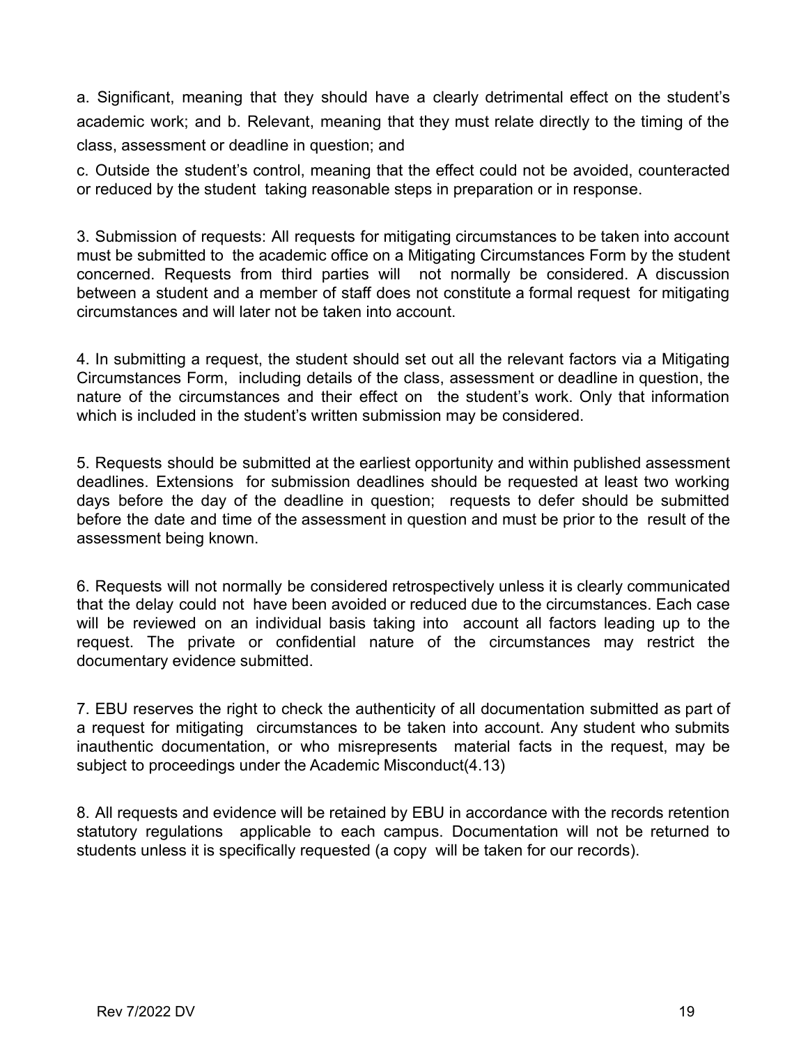a. Significant, meaning that they should have a clearly detrimental effect on the student's academic work; and b. Relevant, meaning that they must relate directly to the timing of the class, assessment or deadline in question; and

c. Outside the student's control, meaning that the effect could not be avoided, counteracted or reduced by the student taking reasonable steps in preparation or in response.

3. Submission of requests: All requests for mitigating circumstances to be taken into account must be submitted to the academic office on a Mitigating Circumstances Form by the student concerned. Requests from third parties will not normally be considered. A discussion between a student and a member of staff does not constitute a formal request for mitigating circumstances and will later not be taken into account.

4. In submitting a request, the student should set out all the relevant factors via a Mitigating Circumstances Form, including details of the class, assessment or deadline in question, the nature of the circumstances and their effect on the student's work. Only that information which is included in the student's written submission may be considered.

5. Requests should be submitted at the earliest opportunity and within published assessment deadlines. Extensions for submission deadlines should be requested at least two working days before the day of the deadline in question; requests to defer should be submitted before the date and time of the assessment in question and must be prior to the result of the assessment being known.

6. Requests will not normally be considered retrospectively unless it is clearly communicated that the delay could not have been avoided or reduced due to the circumstances. Each case will be reviewed on an individual basis taking into account all factors leading up to the request. The private or confidential nature of the circumstances may restrict the documentary evidence submitted.

7. EBU reserves the right to check the authenticity of all documentation submitted as part of a request for mitigating circumstances to be taken into account. Any student who submits inauthentic documentation, or who misrepresents material facts in the request, may be subject to proceedings under the Academic Misconduct(4.13)

8. All requests and evidence will be retained by EBU in accordance with the records retention statutory regulations applicable to each campus. Documentation will not be returned to students unless it is specifically requested (a copy will be taken for our records).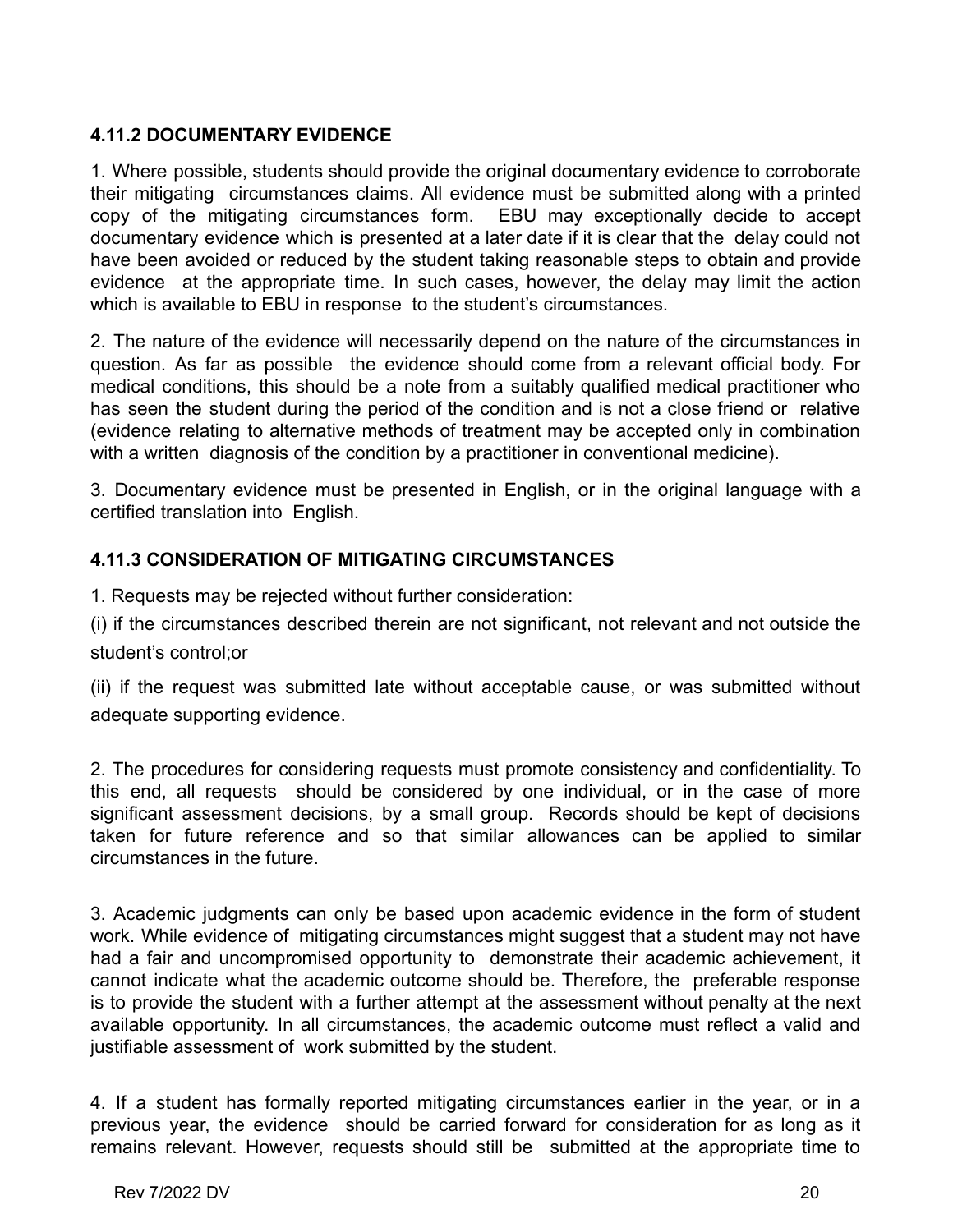### 4.11.2 DOCUMENTARY EVIDENCE

1. Where possible, students should provide the original documentary evidence to corroborate their mitigating circumstances claims. All evidence must be submitted along with a printed copy of the mitigating circumstances form. EBU may exceptionally decide to accept documentary evidence which is presented at a later date if it is clear that the delay could not have been avoided or reduced by the student taking reasonable steps to obtain and provide evidence at the appropriate time. In such cases, however, the delay may limit the action which is available to EBU in response to the student's circumstances.

2. The nature of the evidence will necessarily depend on the nature of the circumstances in question. As far as possible the evidence should come from a relevant official body. For medical conditions, this should be a note from a suitably qualified medical practitioner who has seen the student during the period of the condition and is not a close friend or relative (evidence relating to alternative methods of treatment may be accepted only in combination with a written diagnosis of the condition by a practitioner in conventional medicine).

3. Documentary evidence must be presented in English, or in the original language with a certified translation into English.

### 4.11.3 CONSIDERATION OF MITIGATING CIRCUMSTANCES

1. Requests may be rejected without further consideration:

(i) if the circumstances described therein are not significant, not relevant and not outside the student's control;or

(ii) if the request was submitted late without acceptable cause, or was submitted without adequate supporting evidence.

2. The procedures for considering requests must promote consistency and confidentiality. To this end, all requests should be considered by one individual, or in the case of more significant assessment decisions, by a small group. Records should be kept of decisions taken for future reference and so that similar allowances can be applied to similar circumstances in the future.

3. Academic judgments can only be based upon academic evidence in the form of student work. While evidence of mitigating circumstances might suggest that a student may not have had a fair and uncompromised opportunity to demonstrate their academic achievement, it cannot indicate what the academic outcome should be. Therefore, the preferable response is to provide the student with a further attempt at the assessment without penalty at the next available opportunity. In all circumstances, the academic outcome must reflect a valid and justifiable assessment of work submitted by the student.

4. If a student has formally reported mitigating circumstances earlier in the year, or in a previous year, the evidence should be carried forward for consideration for as long as it remains relevant. However, requests should still be submitted at the appropriate time to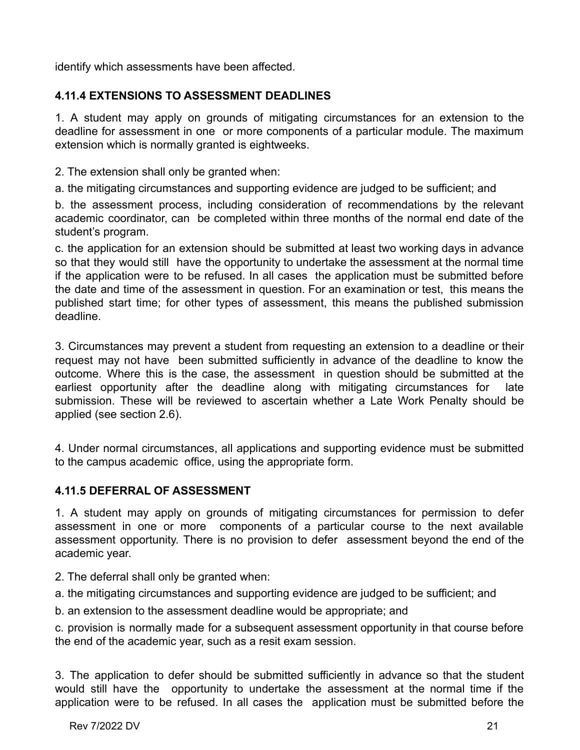identify which assessments have been affected.

### 4.11.4 EXTENSIONS TO ASSESSMENT DEADLINES

1. A student may apply on grounds of mitigating circumstances for an extension to the deadline for assessment in one or more components of a particular module. The maximum extension which is normally granted is eightweeks.

2. The extension shall only be granted when:

a. the mitigating circumstances and supporting evidence are judged to be sufficient; and

b. the assessment process, including consideration of recommendations by the relevant academic coordinator, can be completed within three months of the normal end date of the student's program.

c. the application for an extension should be submitted at least two working days in advance so that they would still have the opportunity to undertake the assessment at the normal time if the application were to be refused. In all cases the application must be submitted before the date and time of the assessment in question. For an examination or test, this means the published start time; for other types of assessment, this means the published submission deadline.

3. Circumstances may prevent a student from requesting an extension to a deadline or their request may not have been submitted sufficiently in advance of the deadline to know the outcome. Where this is the case, the assessment in question should be submitted at the earliest opportunity after the deadline along with mitigating circumstances for late submission. These will be reviewed to ascertain whether a Late Work Penalty should be applied (see section 2.6).

4. Under normal circumstances, all applications and supporting evidence must be submitted to the campus academic office, using the appropriate form.

### 4.11.5 DEFERRAL OF ASSESSMENT

1. A student may apply on grounds of mitigating circumstances for permission to defer assessment in one or more components of a particular course to the next available assessment opportunity. There is no provision to defer assessment beyond the end of the academic year.

2. The deferral shall only be granted when:

a. the mitigating circumstances and supporting evidence are judged to be sufficient; and

b. an extension to the assessment deadline would be appropriate; and

c. provision is normally made for a subsequent assessment opportunity in that course before the end of the academic year, such as a resit exam session.

3. The application to defer should be submitted sufficiently in advance so that the student would still have the opportunity to undertake the assessment at the normal time if the application were to be refused. In all cases the application must be submitted before the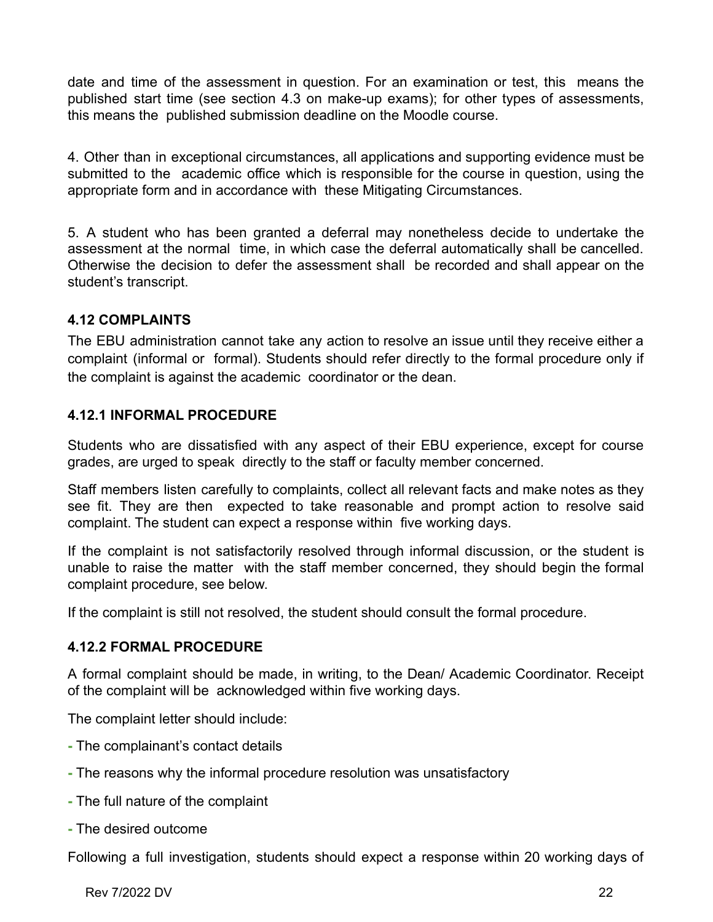date and time of the assessment in question. For an examination or test, this means the published start time (see section 4.3 on make-up exams); for other types of assessments, this means the published submission deadline on the Moodle course.

4. Other than in exceptional circumstances, all applications and supporting evidence must be submitted to the academic office which is responsible for the course in question, using the appropriate form and in accordance with these Mitigating Circumstances.

5. A student who has been granted a deferral may nonetheless decide to undertake the assessment at the normal time, in which case the deferral automatically shall be cancelled. Otherwise the decision to defer the assessment shall be recorded and shall appear on the student's transcript.

### 4.12 COMPLAINTS

The EBU administration cannot take any action to resolve an issue until they receive either a complaint (informal or formal). Students should refer directly to the formal procedure only if the complaint is against the academic coordinator or the dean.

#### 4.12.1 INFORMAL PROCEDURE

Students who are dissatisfied with any aspect of their EBU experience, except for course grades, are urged to speak directly to the staff or faculty member concerned.

Staff members listen carefully to complaints, collect all relevant facts and make notes as they see fit. They are then expected to take reasonable and prompt action to resolve said complaint. The student can expect a response within five working days.

If the complaint is not satisfactorily resolved through informal discussion, or the student is unable to raise the matter with the staff member concerned, they should begin the formal complaint procedure, see below.

If the complaint is still not resolved, the student should consult the formal procedure.

#### 4.12.2 FORMAL PROCEDURE

A formal complaint should be made, in writing, to the Dean/ Academic Coordinator. Receipt of the complaint will be acknowledged within five working days.

The complaint letter should include:

- The complainant's contact details
- The reasons why the informal procedure resolution was unsatisfactory
- The full nature of the complaint
- The desired outcome

Following a full investigation, students should expect a response within 20 working days of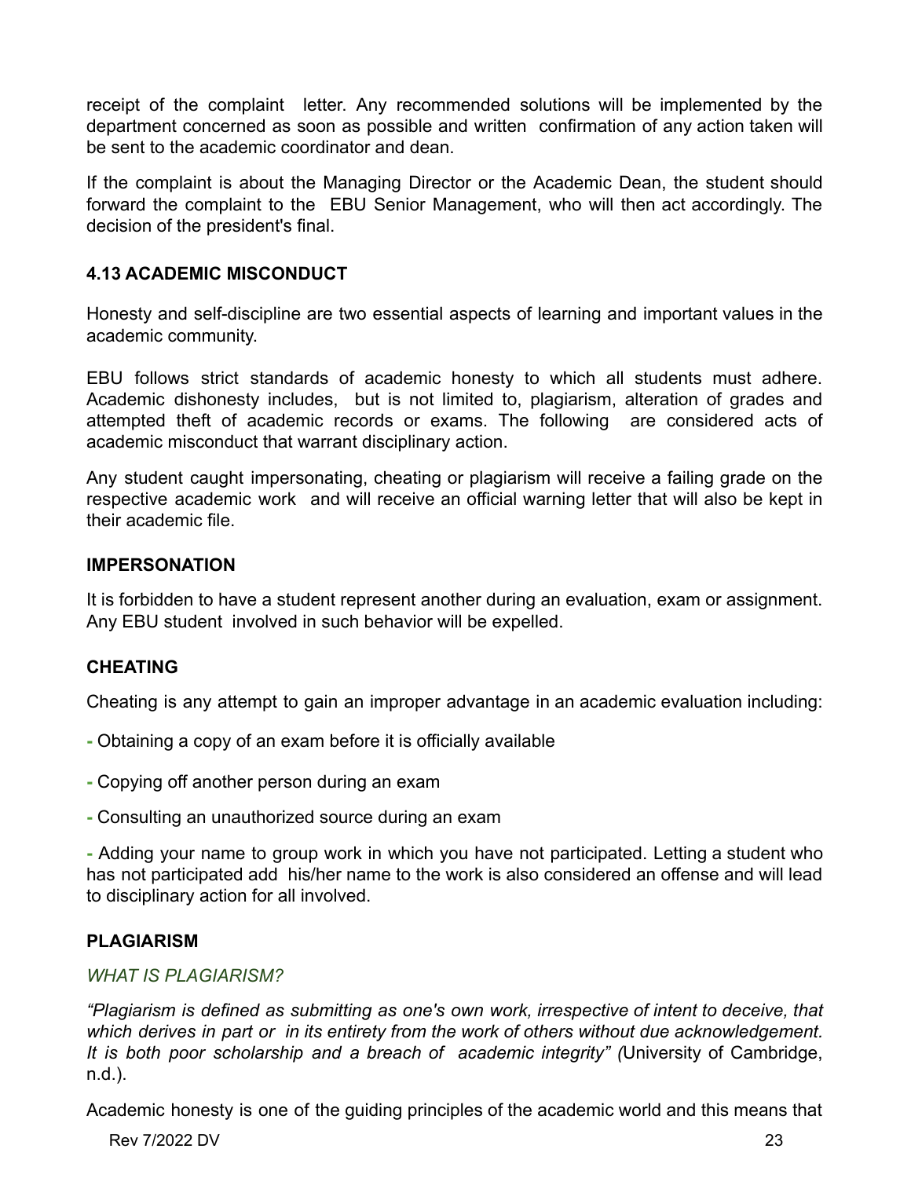receipt of the complaint letter. Any recommended solutions will be implemented by the department concerned as soon as possible and written confirmation of any action taken will be sent to the academic coordinator and dean.

If the complaint is about the Managing Director or the Academic Dean, the student should forward the complaint to the EBU Senior Management, who will then act accordingly. The decision of the president's final.

### 4.13 ACADEMIC MISCONDUCT

Honesty and self-discipline are two essential aspects of learning and important values in the academic community.

EBU follows strict standards of academic honesty to which all students must adhere. Academic dishonesty includes, but is not limited to, plagiarism, alteration of grades and attempted theft of academic records or exams. The following are considered acts of academic misconduct that warrant disciplinary action.

Any student caught impersonating, cheating or plagiarism will receive a failing grade on the respective academic work and will receive an official warning letter that will also be kept in their academic file.

#### IMPERSONATION

It is forbidden to have a student represent another during an evaluation, exam or assignment. Any EBU student involved in such behavior will be expelled.

#### CHEATING

Cheating is any attempt to gain an improper advantage in an academic evaluation including:

- Obtaining a copy of an exam before it is officially available
- Copying off another person during an exam
- Consulting an unauthorized source during an exam
- Adding your name to group work in which you have not participated. Letting a student who has not participated add his/her name to the work is also considered an offense and will lead to disciplinary action for all involved.

#### PLAGIARISM

*WHAT IS PLAGIARISM?*

*"Plagiarism is defined as submitting as one's own work, irrespective of intent to deceive, that which derives in part or in its entirety from the work of others without due acknowledgement. It is both poor scholarship and a breach of academic integrity" (*University of Cambridge, n.d.).

Academic honesty is one of the guiding principles of the academic world and this means that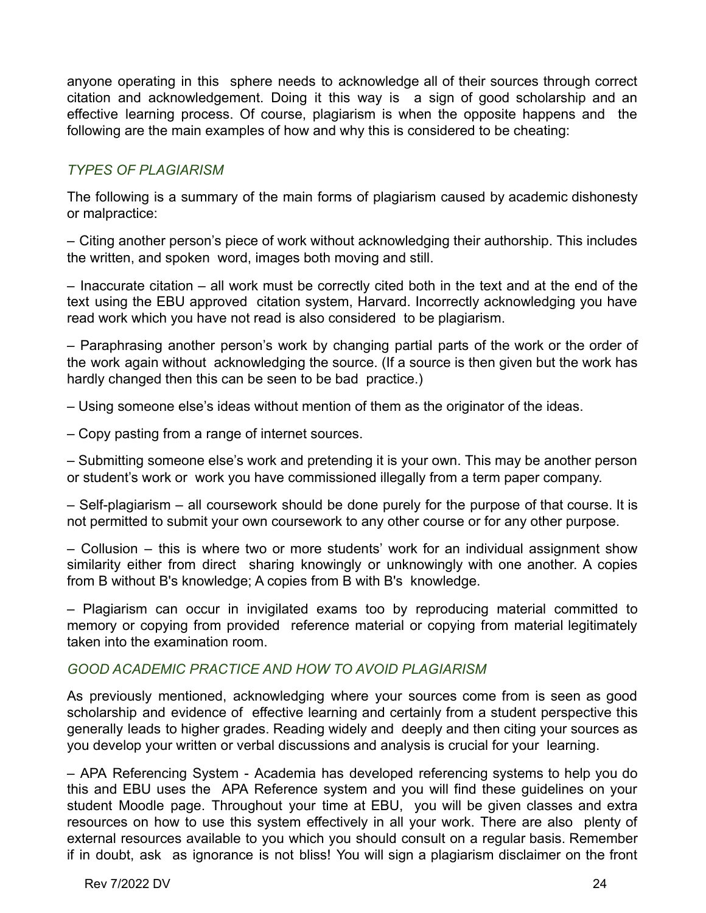anyone operating in this sphere needs to acknowledge all of their sources through correct citation and acknowledgement. Doing it this way is a sign of good scholarship and an effective learning process. Of course, plagiarism is when the opposite happens and the following are the main examples of how and why this is considered to be cheating:

### *TYPES OF PLAGIARISM*

The following is a summary of the main forms of plagiarism caused by academic dishonesty or malpractice:

– Citing another person's piece of work without acknowledging their authorship. This includes the written, and spoken word, images both moving and still.

– Inaccurate citation – all work must be correctly cited both in the text and at the end of the text using the EBU approved citation system, Harvard. Incorrectly acknowledging you have read work which you have not read is also considered to be plagiarism.

– Paraphrasing another person's work by changing partial parts of the work or the order of the work again without acknowledging the source. (If a source is then given but the work has hardly changed then this can be seen to be bad practice.)

– Using someone else's ideas without mention of them as the originator of the ideas.

– Copy pasting from a range of internet sources.

– Submitting someone else's work and pretending it is your own. This may be another person or student's work or work you have commissioned illegally from a term paper company.

– Self-plagiarism – all coursework should be done purely for the purpose of that course. It is not permitted to submit your own coursework to any other course or for any other purpose.

– Collusion – this is where two or more students' work for an individual assignment show similarity either from direct sharing knowingly or unknowingly with one another. A copies from B without B's knowledge; A copies from B with B's knowledge.

– Plagiarism can occur in invigilated exams too by reproducing material committed to memory or copying from provided reference material or copying from material legitimately taken into the examination room.

### *GOOD ACADEMIC PRACTICE AND HOW TO AVOID PLAGIARISM*

As previously mentioned, acknowledging where your sources come from is seen as good scholarship and evidence of effective learning and certainly from a student perspective this generally leads to higher grades. Reading widely and deeply and then citing your sources as you develop your written or verbal discussions and analysis is crucial for your learning.

– APA Referencing System - Academia has developed referencing systems to help you do this and EBU uses the APA Reference system and you will find these guidelines on your student Moodle page. Throughout your time at EBU, you will be given classes and extra resources on how to use this system effectively in all your work. There are also plenty of external resources available to you which you should consult on a regular basis. Remember if in doubt, ask as ignorance is not bliss! You will sign a plagiarism disclaimer on the front

Rev 7/2022 DV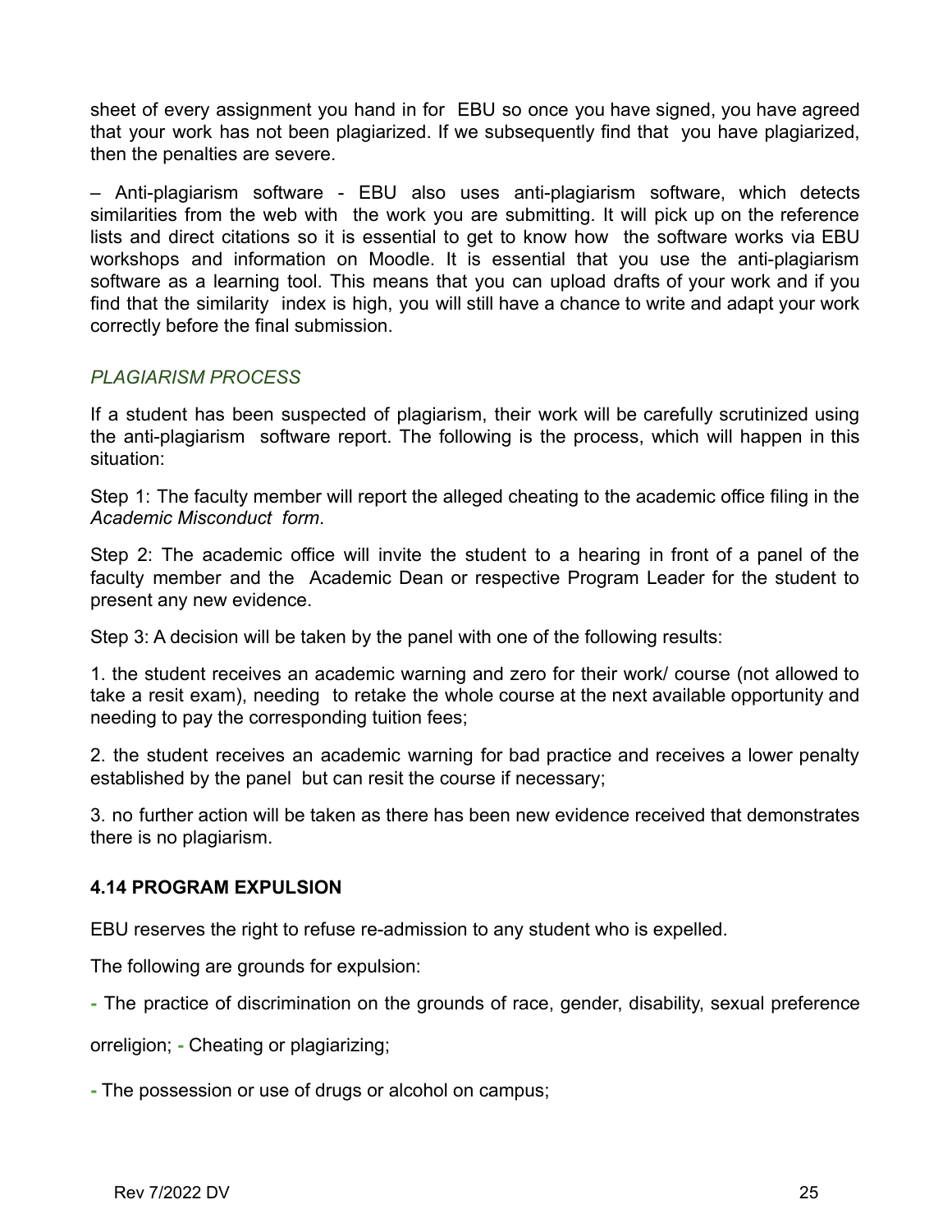sheet of every assignment you hand in for EBU so once you have signed, you have agreed that your work has not been plagiarized. If we subsequently find that you have plagiarized, then the penalties are severe.

– Anti-plagiarism software - EBU also uses anti-plagiarism software, which detects similarities from the web with the work you are submitting. It will pick up on the reference lists and direct citations so it is essential to get to know how the software works via EBU workshops and information on Moodle. It is essential that you use the anti-plagiarism software as a learning tool. This means that you can upload drafts of your work and if you find that the similarity index is high, you will still have a chance to write and adapt your work correctly before the final submission.

*PLAGIARISM PROCESS*

If a student has been suspected of plagiarism, their work will be carefully scrutinized using the anti-plagiarism software report. The following is the process, which will happen in this situation:

Step 1: The faculty member will report the alleged cheating to the academic office filing in the *Academic Misconduct form*.

Step 2: The academic office will invite the student to a hearing in front of a panel of the faculty member and the Academic Dean or respective Program Leader for the student to present any new evidence.

Step 3: A decision will be taken by the panel with one of the following results:

1. the student receives an academic warning and zero for their work/ course (not allowed to take a resit exam), needing to retake the whole course at the next available opportunity and needing to pay the corresponding tuition fees;

2. the student receives an academic warning for bad practice and receives a lower penalty established by the panel but can resit the course if necessary;

3. no further action will be taken as there has been new evidence received that demonstrates there is no plagiarism.

**4.14 PROGRAM EXPULSION**

EBU reserves the right to refuse re-admission to any student who is expelled.

The following are grounds for expulsion:

- The practice of discrimination on the grounds of race, gender, disability, sexual preference orreligion;
- Cheating or plagiarizing;
- The possession or use of drugs or alcohol on campus;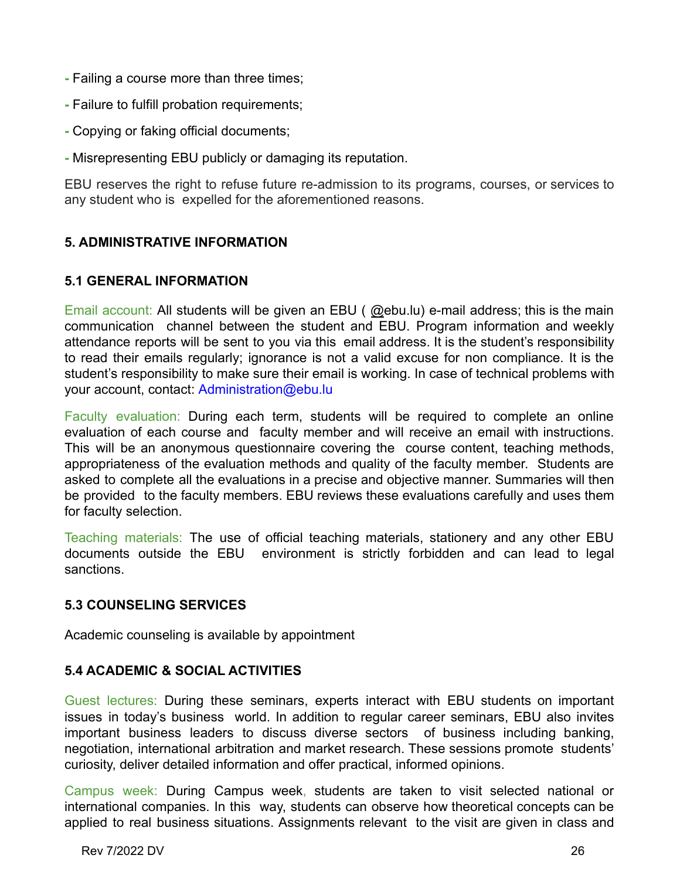- Failing a course more than three times;
- Failure to fulfill probation requirements;
- Copying or faking official documents;
- Misrepresenting EBU publicly or damaging its reputation.

EBU reserves the right to refuse future re-admission to its programs, courses, or services to any student who is expelled for the aforementioned reasons.

## 5. ADMINISTRATIVE INFORMATION

### 5.1 GENERAL INFORMATION

Email account: All students will be given an EBU ( @ebu.lu) e-mail address; this is the main communication channel between the student and EBU. Program information and weekly attendance reports will be sent to you via this email address. It is the student's responsibility to read their emails regularly; ignorance is not a valid excuse for non compliance. It is the student's responsibility to make sure their email is working. In case of technical problems with your account, contact: Administration@ebu.lu

Faculty evaluation: During each term, students will be required to complete an online evaluation of each course and faculty member and will receive an email with instructions. This will be an anonymous questionnaire covering the course content, teaching methods, appropriateness of the evaluation methods and quality of the faculty member. Students are asked to complete all the evaluations in a precise and objective manner. Summaries will then be provided to the faculty members. EBU reviews these evaluations carefully and uses them for faculty selection.

Teaching materials: The use of official teaching materials, stationery and any other EBU documents outside the EBU environment is strictly forbidden and can lead to legal sanctions.

### 5.3 COUNSELING SERVICES

Academic counseling is available by appointment

### 5.4 ACADEMIC & SOCIAL ACTIVITIES

Guest lectures: During these seminars, experts interact with EBU students on important issues in today's business world. In addition to regular career seminars, EBU also invites important business leaders to discuss diverse sectors of business including banking, negotiation, international arbitration and market research. These sessions promote students' curiosity, deliver detailed information and offer practical, informed opinions.

Campus week: During Campus week, students are taken to visit selected national or international companies. In this way, students can observe how theoretical concepts can be applied to real business situations. Assignments relevant to the visit are given in class and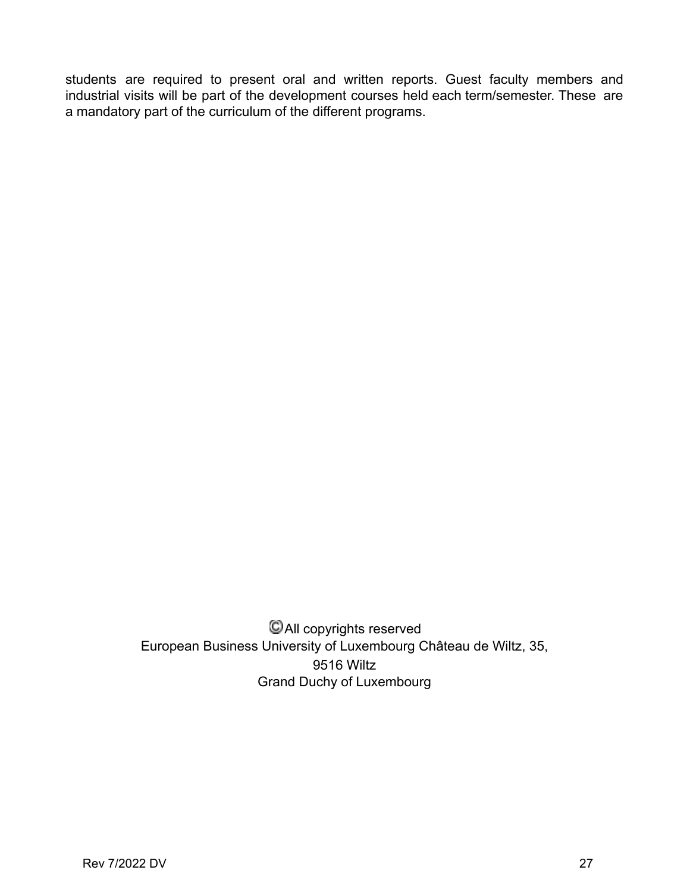students are required to present oral and written reports. Guest faculty members and industrial visits will be part of the development courses held each term/semester. These are a mandatory part of the curriculum of the different programs.

©All copyrights reserved
European Business University of Luxembourg Château de Wiltz, 35,
9516 Wiltz
Grand Duchy of Luxembourg